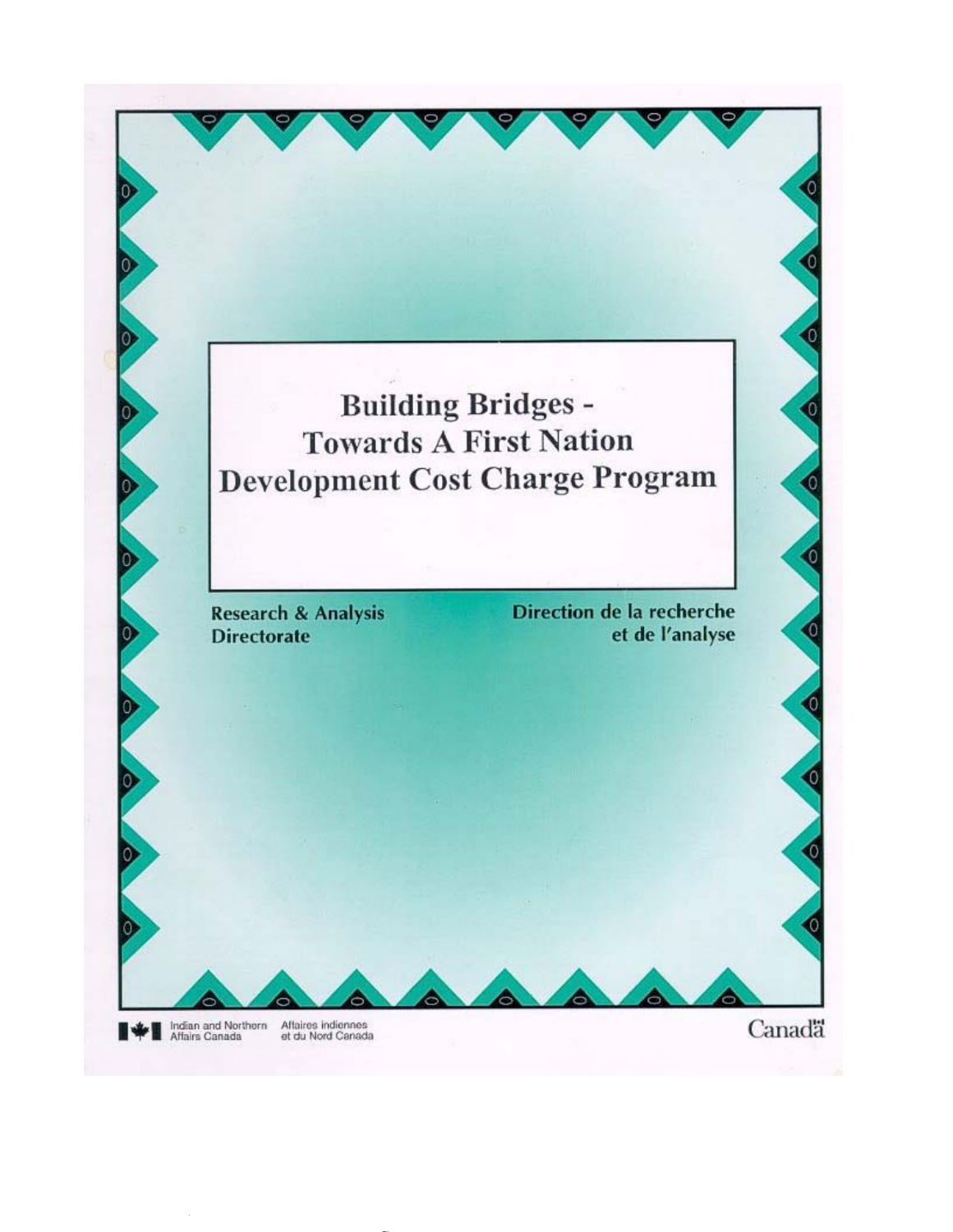# Building Bridges - Towards A First Nation Development Cost Charge Program

Research & Analysis Directorate

Direction de la recherche et de l'analyse

Indian and Northern Affairs Canada

Affaires indiennes et du Nord Canada

Canada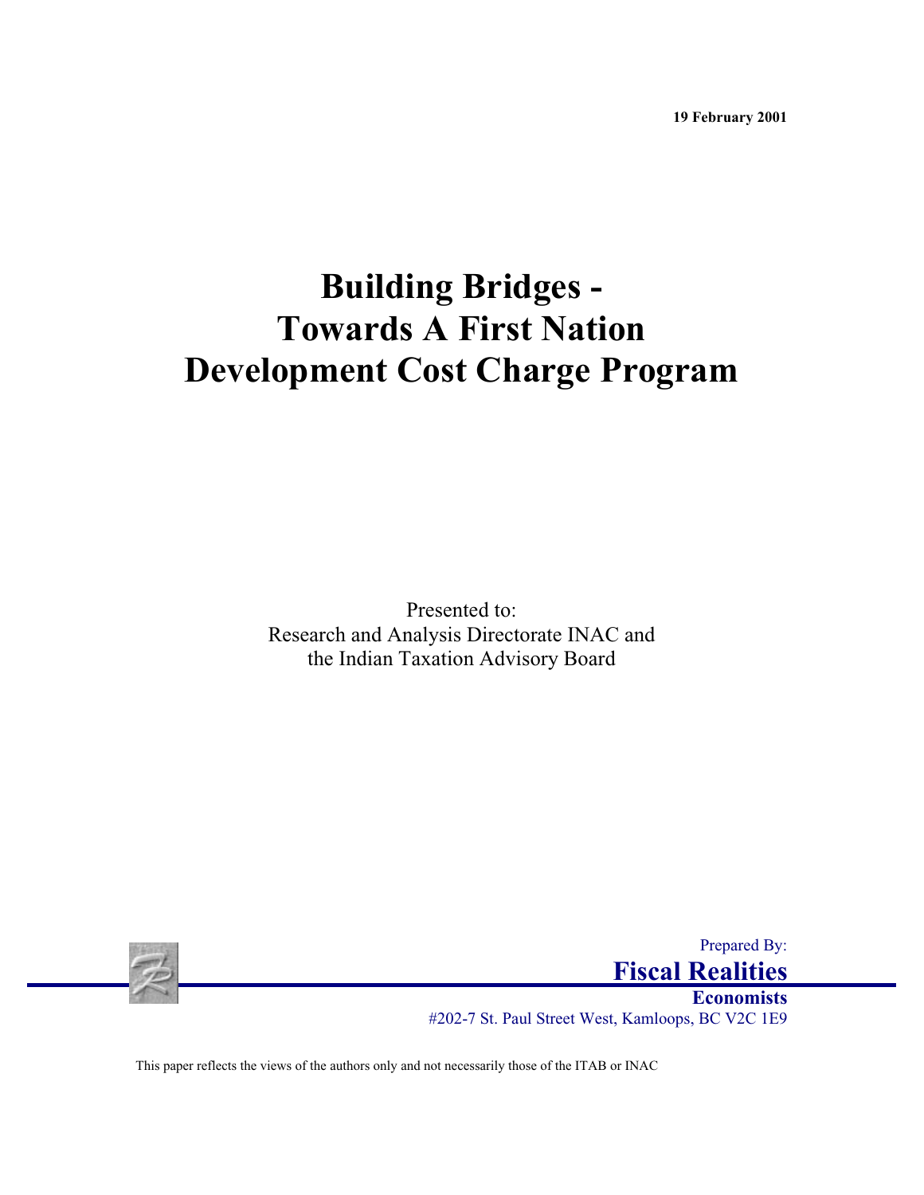**19 February 2001**

# Building Bridges - Towards A First Nation Development Cost Charge Program

Presented to:
Research and Analysis Directorate INAC and
the Indian Taxation Advisory Board

Prepared By:
**Fiscal Realities**
**Economists**
#202-7 St. Paul Street West, Kamloops, BC V2C 1E9

This paper reflects the views of the authors only and not necessarily those of the ITAB or INAC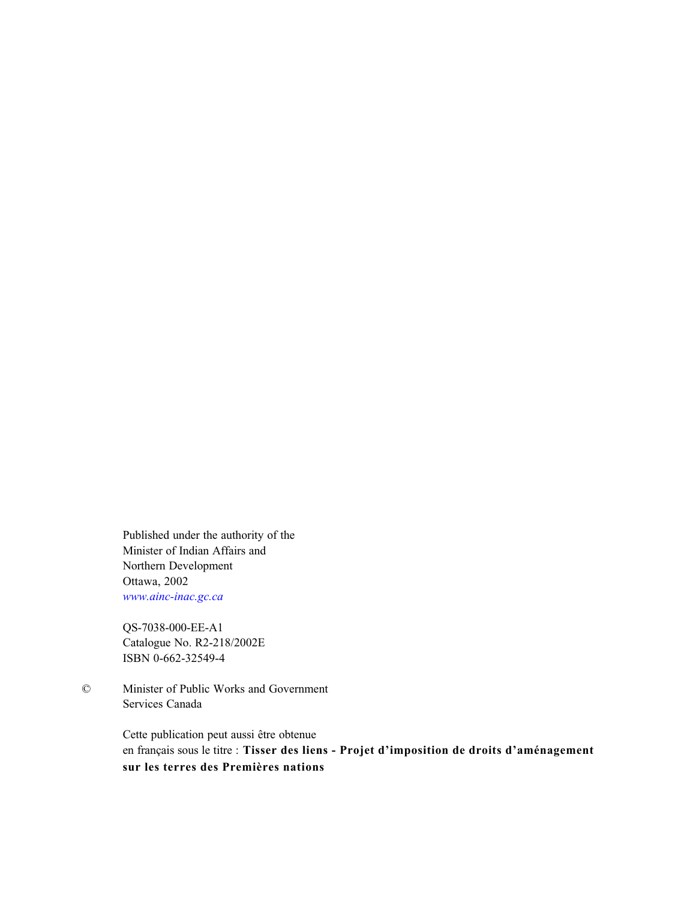Published under the authority of the
Minister of Indian Affairs and
Northern Development
Ottawa, 2002
*www.ainc-inac.gc.ca*

QS-7038-000-EE-A1
Catalogue No. R2-218/2002E
ISBN 0-662-32549-4

© Minister of Public Works and Government
Services Canada

Cette publication peut aussi être obtenue
en français sous le titre : **Tisser des liens - Projet d'imposition de droits d'aménagement sur les terres des Premières nations**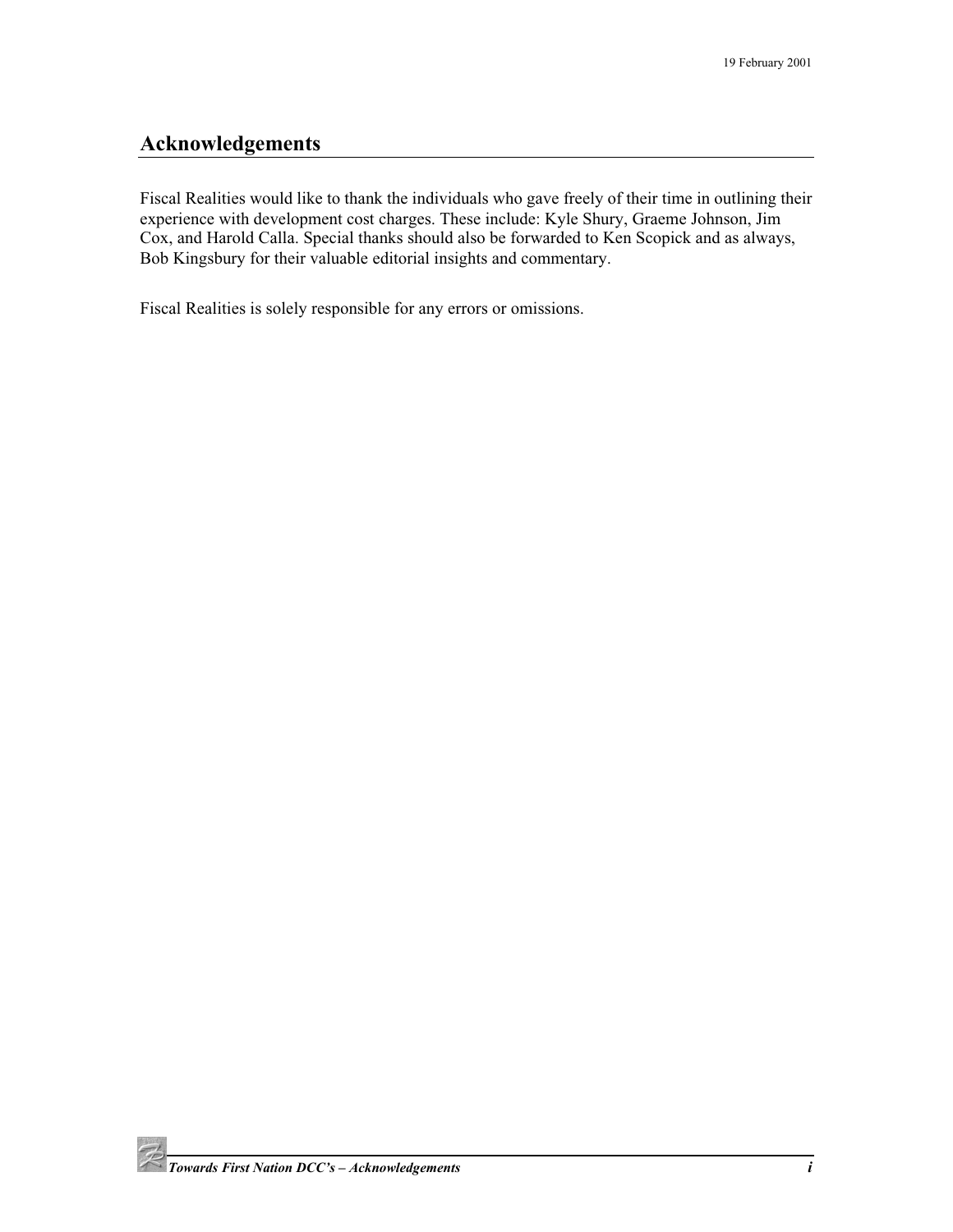## Acknowledgements

Fiscal Realities would like to thank the individuals who gave freely of their time in outlining their experience with development cost charges. These include: Kyle Shury, Graeme Johnson, Jim Cox, and Harold Calla. Special thanks should also be forwarded to Ken Scopick and as always, Bob Kingsbury for their valuable editorial insights and commentary.

Fiscal Realities is solely responsible for any errors or omissions.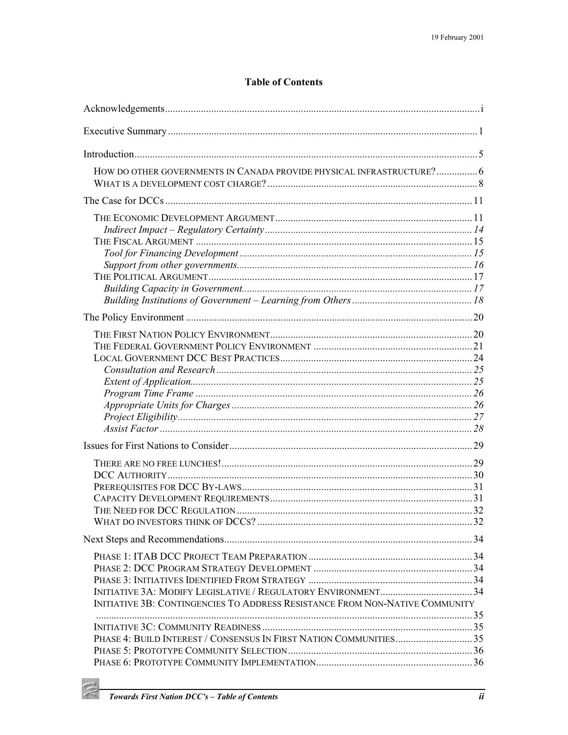# Table of Contents

Acknowledgements ..... i

Executive Summary ..... 1

Introduction ..... 5

- HOW DO OTHER GOVERNMENTS IN CANADA PROVIDE PHYSICAL INFRASTRUCTURE? ..... 6
- WHAT IS A DEVELOPMENT COST CHARGE? ..... 8

The Case for DCCs ..... 11

- THE ECONOMIC DEVELOPMENT ARGUMENT ..... 11
  - *Indirect Impact – Regulatory Certainty* ..... 14
- THE FISCAL ARGUMENT ..... 15
  - *Tool for Financing Development* ..... 15
  - *Support from other governments* ..... 16
- THE POLITICAL ARGUMENT ..... 17
  - *Building Capacity in Government* ..... 17
  - *Building Institutions of Government – Learning from Others* ..... 18

The Policy Environment ..... 20

- THE FIRST NATION POLICY ENVIRONMENT ..... 20
- THE FEDERAL GOVERNMENT POLICY ENVIRONMENT ..... 21
- LOCAL GOVERNMENT DCC BEST PRACTICES ..... 24
  - *Consultation and Research* ..... 25
  - *Extent of Application* ..... 25
  - *Program Time Frame* ..... 26
  - *Appropriate Units for Charges* ..... 26
  - *Project Eligibility* ..... 27
  - *Assist Factor* ..... 28

Issues for First Nations to Consider ..... 29

- THERE ARE NO FREE LUNCHES! ..... 29
- DCC AUTHORITY ..... 30
- PREREQUISITES FOR DCC BY-LAWS ..... 31
- CAPACITY DEVELOPMENT REQUIREMENTS ..... 31
- THE NEED FOR DCC REGULATION ..... 32
- WHAT DO INVESTORS THINK OF DCCS? ..... 32

Next Steps and Recommendations ..... 34

- PHASE 1: ITAB DCC PROJECT TEAM PREPARATION ..... 34
- PHASE 2: DCC PROGRAM STRATEGY DEVELOPMENT ..... 34
- PHASE 3: INITIATIVES IDENTIFIED FROM STRATEGY ..... 34
- INITIATIVE 3A: MODIFY LEGISLATIVE / REGULATORY ENVIRONMENT ..... 34
- INITIATIVE 3B: CONTINGENCIES TO ADDRESS RESISTANCE FROM NON-NATIVE COMMUNITY ..... 35
- INITIATIVE 3C: COMMUNITY READINESS ..... 35
- PHASE 4: BUILD INTEREST / CONSENSUS IN FIRST NATION COMMUNITIES ..... 35
- PHASE 5: PROTOTYPE COMMUNITY SELECTION ..... 36
- PHASE 6: PROTOTYPE COMMUNITY IMPLEMENTATION ..... 36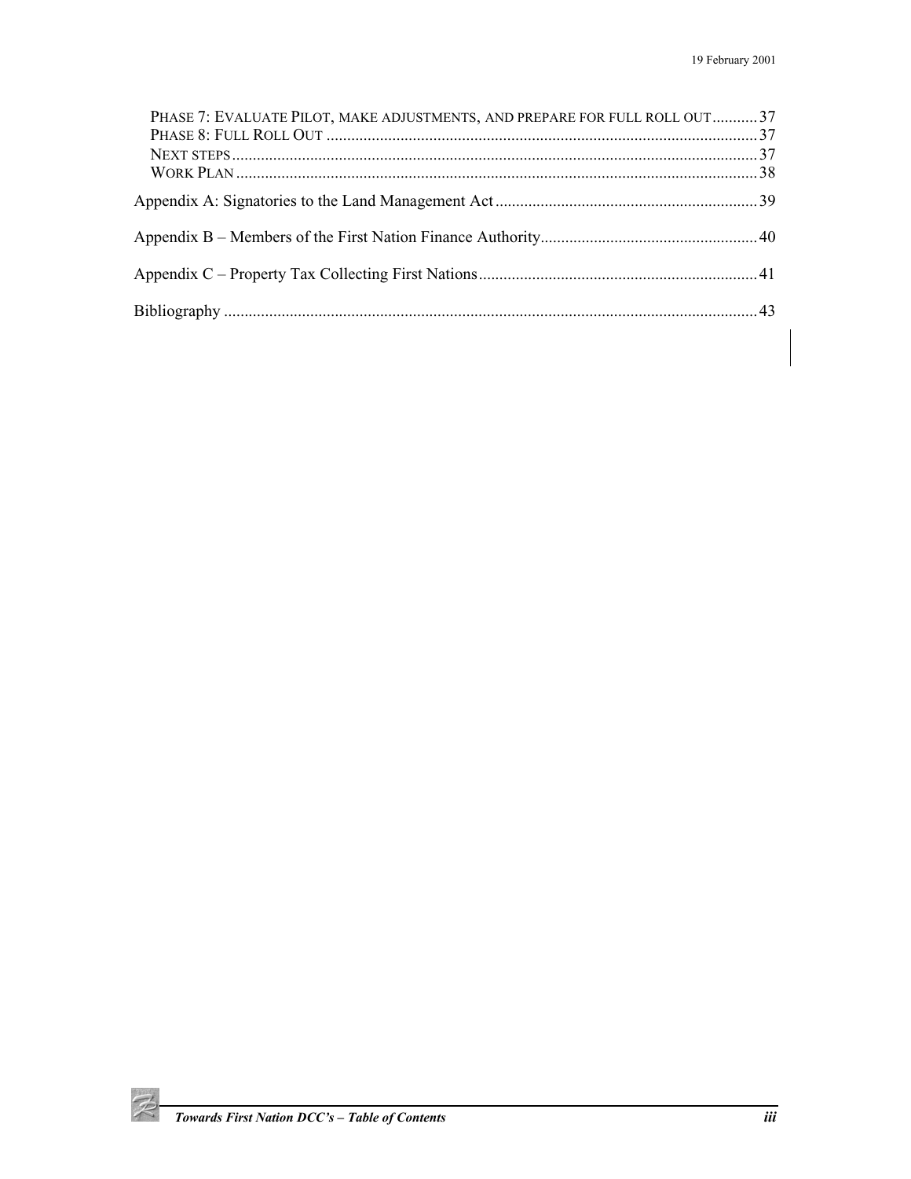PHASE 7: EVALUATE PILOT, MAKE ADJUSTMENTS, AND PREPARE FOR FULL ROLL OUT ........... 37
PHASE 8: FULL ROLL OUT ........................................................................................................ 37
NEXT STEPS ............................................................................................................................. 37
WORK PLAN ............................................................................................................................ 38

Appendix A: Signatories to the Land Management Act ................................................................ 39

Appendix B – Members of the First Nation Finance Authority..................................................... 40

Appendix C – Property Tax Collecting First Nations.................................................................... 41

Bibliography .................................................................................................................................. 43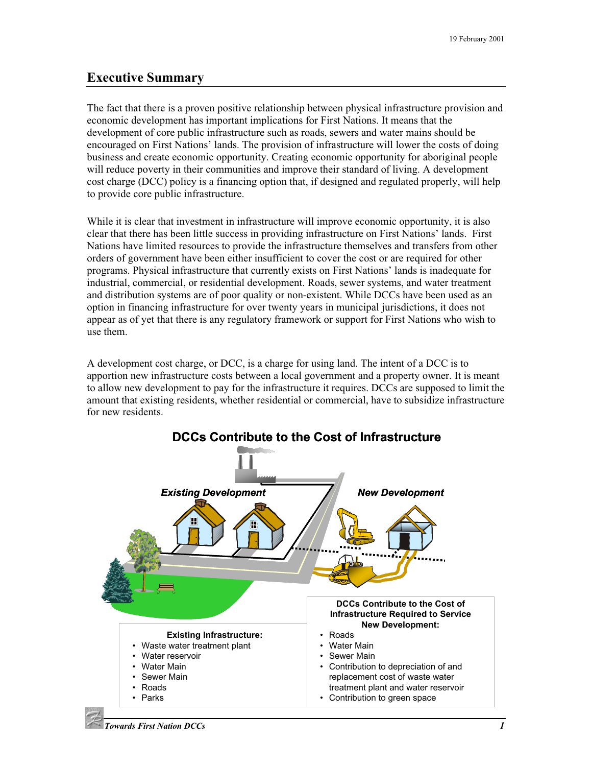## Executive Summary

The fact that there is a proven positive relationship between physical infrastructure provision and economic development has important implications for First Nations. It means that the development of core public infrastructure such as roads, sewers and water mains should be encouraged on First Nations' lands. The provision of infrastructure will lower the costs of doing business and create economic opportunity. Creating economic opportunity for aboriginal people will reduce poverty in their communities and improve their standard of living. A development cost charge (DCC) policy is a financing option that, if designed and regulated properly, will help to provide core public infrastructure.

While it is clear that investment in infrastructure will improve economic opportunity, it is also clear that there has been little success in providing infrastructure on First Nations' lands. First Nations have limited resources to provide the infrastructure themselves and transfers from other orders of government have been either insufficient to cover the cost or are required for other programs. Physical infrastructure that currently exists on First Nations' lands is inadequate for industrial, commercial, or residential development. Roads, sewer systems, and water treatment and distribution systems are of poor quality or non-existent. While DCCs have been used as an option in financing infrastructure for over twenty years in municipal jurisdictions, it does not appear as of yet that there is any regulatory framework or support for First Nations who wish to use them.

A development cost charge, or DCC, is a charge for using land. The intent of a DCC is to apportion new infrastructure costs between a local government and a property owner. It is meant to allow new development to pay for the infrastructure it requires. DCCs are supposed to limit the amount that existing residents, whether residential or commercial, have to subsidize infrastructure for new residents.

**DCCs Contribute to the Cost of Infrastructure**

*Existing Development*

*New Development*

**Existing Infrastructure:**

- Waste water treatment plant
- Water reservoir
- Water Main
- Sewer Main
- Roads
- Parks

**DCCs Contribute to the Cost of Infrastructure Required to Service New Development:**

- Roads
- Water Main
- Sewer Main
- Contribution to depreciation of and replacement cost of waste water treatment plant and water reservoir
- Contribution to green space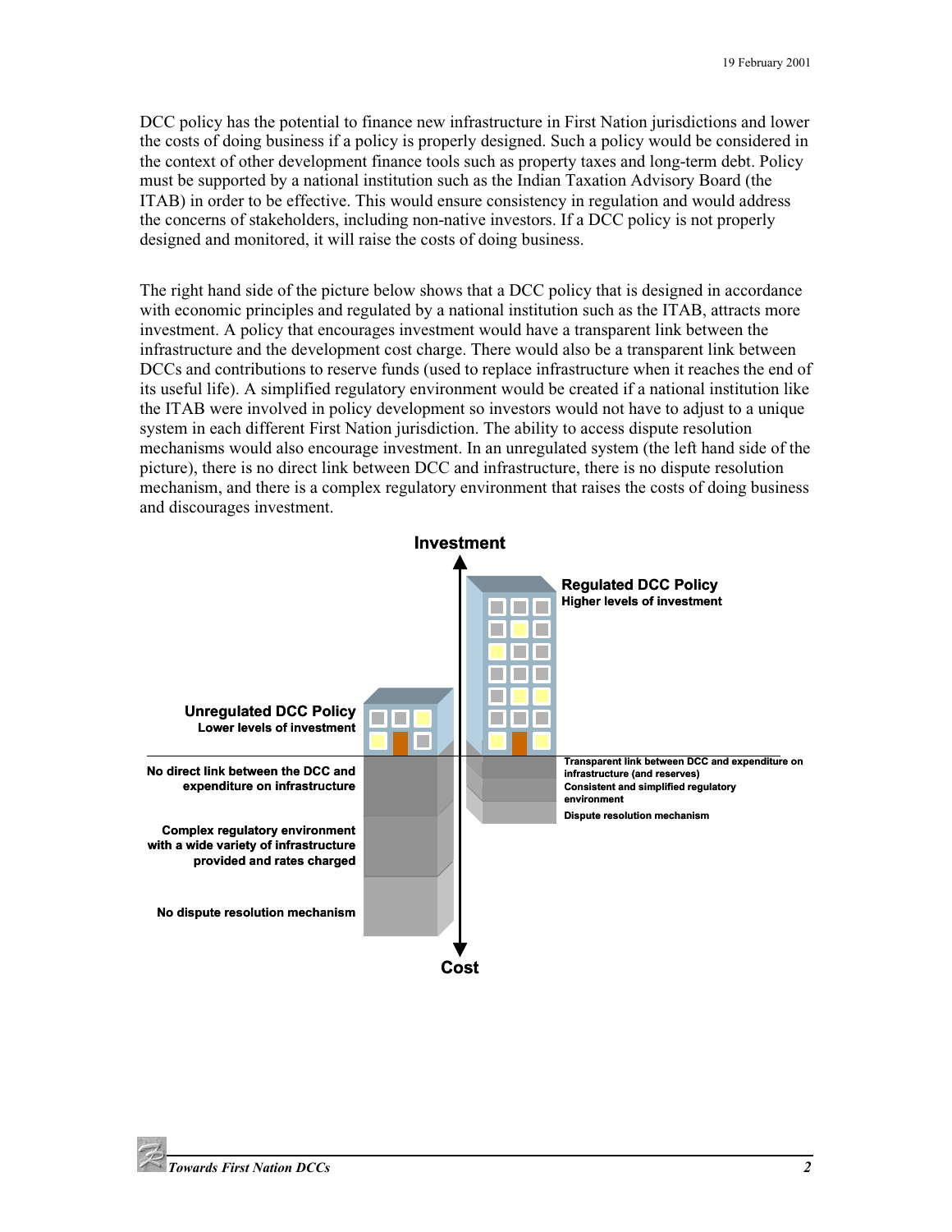DCC policy has the potential to finance new infrastructure in First Nation jurisdictions and lower the costs of doing business if a policy is properly designed. Such a policy would be considered in the context of other development finance tools such as property taxes and long-term debt. Policy must be supported by a national institution such as the Indian Taxation Advisory Board (the ITAB) in order to be effective. This would ensure consistency in regulation and would address the concerns of stakeholders, including non-native investors. If a DCC policy is not properly designed and monitored, it will raise the costs of doing business.

The right hand side of the picture below shows that a DCC policy that is designed in accordance with economic principles and regulated by a national institution such as the ITAB, attracts more investment. A policy that encourages investment would have a transparent link between the infrastructure and the development cost charge. There would also be a transparent link between DCCs and contributions to reserve funds (used to replace infrastructure when it reaches the end of its useful life). A simplified regulatory environment would be created if a national institution like the ITAB were involved in policy development so investors would not have to adjust to a unique system in each different First Nation jurisdiction. The ability to access dispute resolution mechanisms would also encourage investment. In an unregulated system (the left hand side of the picture), there is no direct link between DCC and infrastructure, there is no dispute resolution mechanism, and there is a complex regulatory environment that raises the costs of doing business and discourages investment.

Investment

**Unregulated DCC Policy**
Lower levels of investment

**Regulated DCC Policy**
Higher levels of investment

No direct link between the DCC and expenditure on infrastructure

Complex regulatory environment with a wide variety of infrastructure provided and rates charged

No dispute resolution mechanism

Transparent link between DCC and expenditure on infrastructure (and reserves)

Consistent and simplified regulatory environment

Dispute resolution mechanism

Cost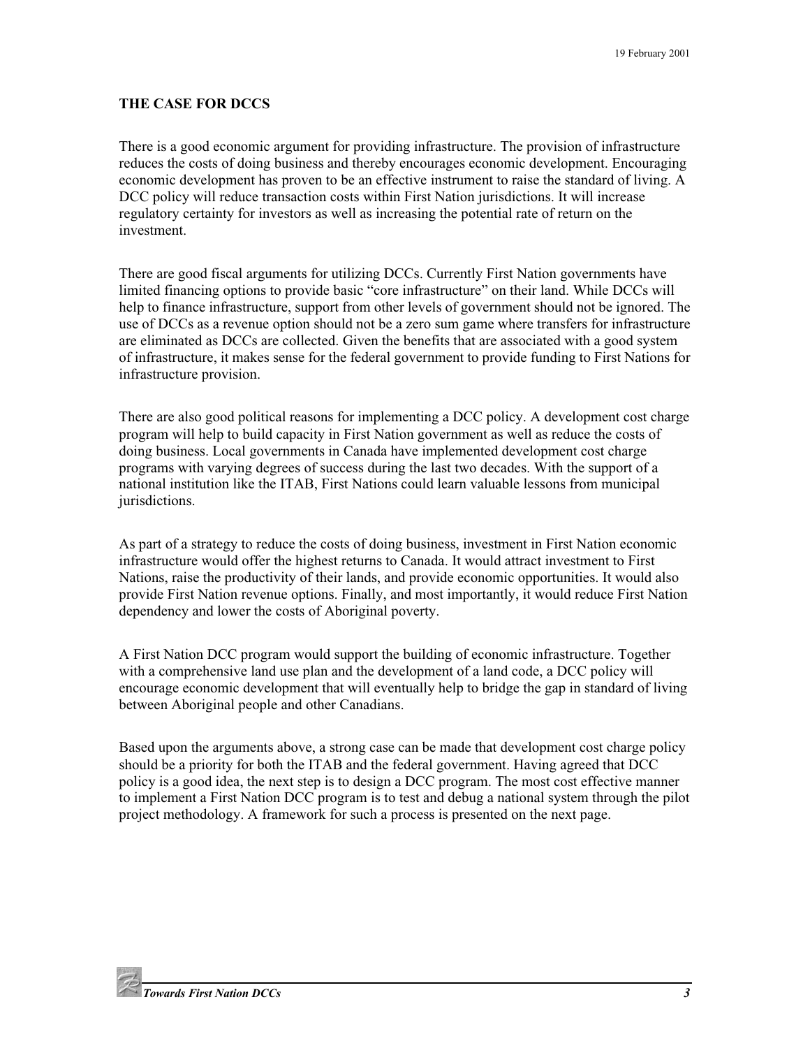## THE CASE FOR DCCS

There is a good economic argument for providing infrastructure. The provision of infrastructure reduces the costs of doing business and thereby encourages economic development. Encouraging economic development has proven to be an effective instrument to raise the standard of living. A DCC policy will reduce transaction costs within First Nation jurisdictions. It will increase regulatory certainty for investors as well as increasing the potential rate of return on the investment.

There are good fiscal arguments for utilizing DCCs. Currently First Nation governments have limited financing options to provide basic "core infrastructure" on their land. While DCCs will help to finance infrastructure, support from other levels of government should not be ignored. The use of DCCs as a revenue option should not be a zero sum game where transfers for infrastructure are eliminated as DCCs are collected. Given the benefits that are associated with a good system of infrastructure, it makes sense for the federal government to provide funding to First Nations for infrastructure provision.

There are also good political reasons for implementing a DCC policy. A development cost charge program will help to build capacity in First Nation government as well as reduce the costs of doing business. Local governments in Canada have implemented development cost charge programs with varying degrees of success during the last two decades. With the support of a national institution like the ITAB, First Nations could learn valuable lessons from municipal jurisdictions.

As part of a strategy to reduce the costs of doing business, investment in First Nation economic infrastructure would offer the highest returns to Canada. It would attract investment to First Nations, raise the productivity of their lands, and provide economic opportunities. It would also provide First Nation revenue options. Finally, and most importantly, it would reduce First Nation dependency and lower the costs of Aboriginal poverty.

A First Nation DCC program would support the building of economic infrastructure. Together with a comprehensive land use plan and the development of a land code, a DCC policy will encourage economic development that will eventually help to bridge the gap in standard of living between Aboriginal people and other Canadians.

Based upon the arguments above, a strong case can be made that development cost charge policy should be a priority for both the ITAB and the federal government. Having agreed that DCC policy is a good idea, the next step is to design a DCC program. The most cost effective manner to implement a First Nation DCC program is to test and debug a national system through the pilot project methodology. A framework for such a process is presented on the next page.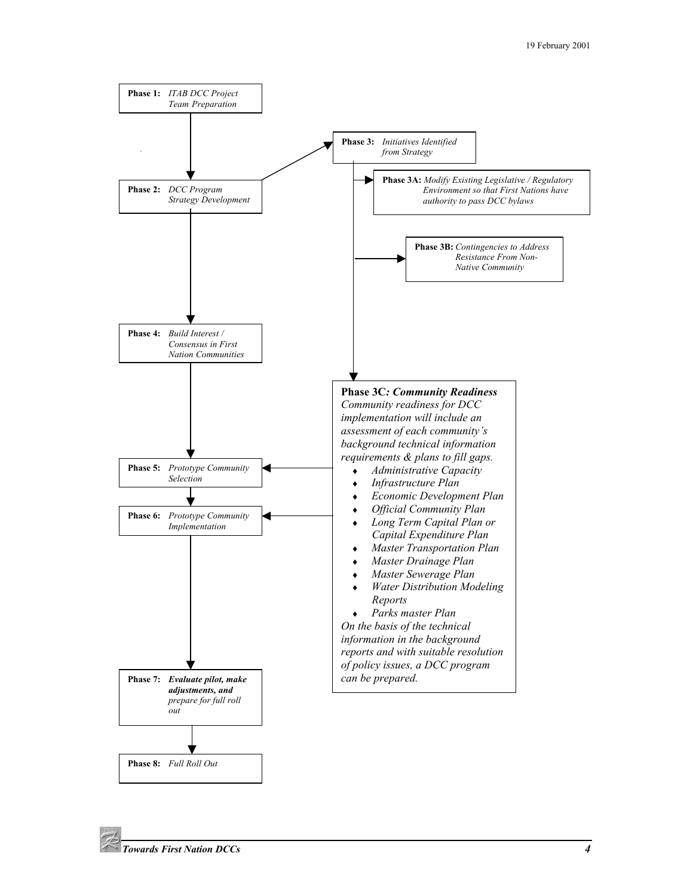**Phase 1:** *ITAB DCC Project Team Preparation*

**Phase 2:** *DCC Program Strategy Development*

**Phase 3:** *Initiatives Identified from Strategy*

**Phase 3A:** *Modify Existing Legislative / Regulatory Environment so that First Nations have authority to pass DCC bylaws*

**Phase 3B:** *Contingencies to Address Resistance From Non-Native Community*

**Phase 4:** *Build Interest / Consensus in First Nation Communities*

**Phase 3C*: Community Readiness***
*Community readiness for DCC implementation will include an assessment of each community's background technical information requirements & plans to fill gaps.*

- *Administrative Capacity*
- *Infrastructure Plan*
- *Economic Development Plan*
- *Official Community Plan*
- *Long Term Capital Plan or Capital Expenditure Plan*
- *Master Transportation Plan*
- *Master Drainage Plan*
- *Master Sewerage Plan*
- *Water Distribution Modeling Reports*
- *Parks master Plan*

*On the basis of the technical information in the background reports and with suitable resolution of policy issues, a DCC program can be prepared.*

**Phase 5:** *Prototype Community Selection*

**Phase 6:** *Prototype Community Implementation*

**Phase 7:** ***Evaluate pilot, make adjustments, and*** *prepare for full roll out*

**Phase 8:** *Full Roll Out*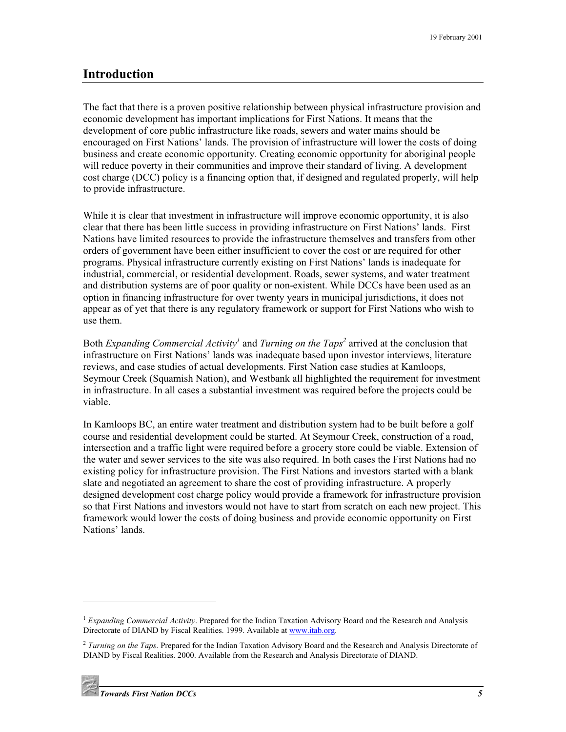## Introduction

The fact that there is a proven positive relationship between physical infrastructure provision and economic development has important implications for First Nations. It means that the development of core public infrastructure like roads, sewers and water mains should be encouraged on First Nations' lands. The provision of infrastructure will lower the costs of doing business and create economic opportunity. Creating economic opportunity for aboriginal people will reduce poverty in their communities and improve their standard of living. A development cost charge (DCC) policy is a financing option that, if designed and regulated properly, will help to provide infrastructure.

While it is clear that investment in infrastructure will improve economic opportunity, it is also clear that there has been little success in providing infrastructure on First Nations' lands. First Nations have limited resources to provide the infrastructure themselves and transfers from other orders of government have been either insufficient to cover the cost or are required for other programs. Physical infrastructure currently existing on First Nations' lands is inadequate for industrial, commercial, or residential development. Roads, sewer systems, and water treatment and distribution systems are of poor quality or non-existent. While DCCs have been used as an option in financing infrastructure for over twenty years in municipal jurisdictions, it does not appear as of yet that there is any regulatory framework or support for First Nations who wish to use them.

Both *Expanding Commercial Activity*[1] and *Turning on the Taps*[2] arrived at the conclusion that infrastructure on First Nations' lands was inadequate based upon investor interviews, literature reviews, and case studies of actual developments. First Nation case studies at Kamloops, Seymour Creek (Squamish Nation), and Westbank all highlighted the requirement for investment in infrastructure. In all cases a substantial investment was required before the projects could be viable.

In Kamloops BC, an entire water treatment and distribution system had to be built before a golf course and residential development could be started. At Seymour Creek, construction of a road, intersection and a traffic light were required before a grocery store could be viable. Extension of the water and sewer services to the site was also required. In both cases the First Nations had no existing policy for infrastructure provision. The First Nations and investors started with a blank slate and negotiated an agreement to share the cost of providing infrastructure. A properly designed development cost charge policy would provide a framework for infrastructure provision so that First Nations and investors would not have to start from scratch on each new project. This framework would lower the costs of doing business and provide economic opportunity on First Nations' lands.

---

[1] *Expanding Commercial Activity*. Prepared for the Indian Taxation Advisory Board and the Research and Analysis Directorate of DIAND by Fiscal Realities. 1999. Available at www.itab.org.

[2] *Turning on the Taps*. Prepared for the Indian Taxation Advisory Board and the Research and Analysis Directorate of DIAND by Fiscal Realities. 2000. Available from the Research and Analysis Directorate of DIAND.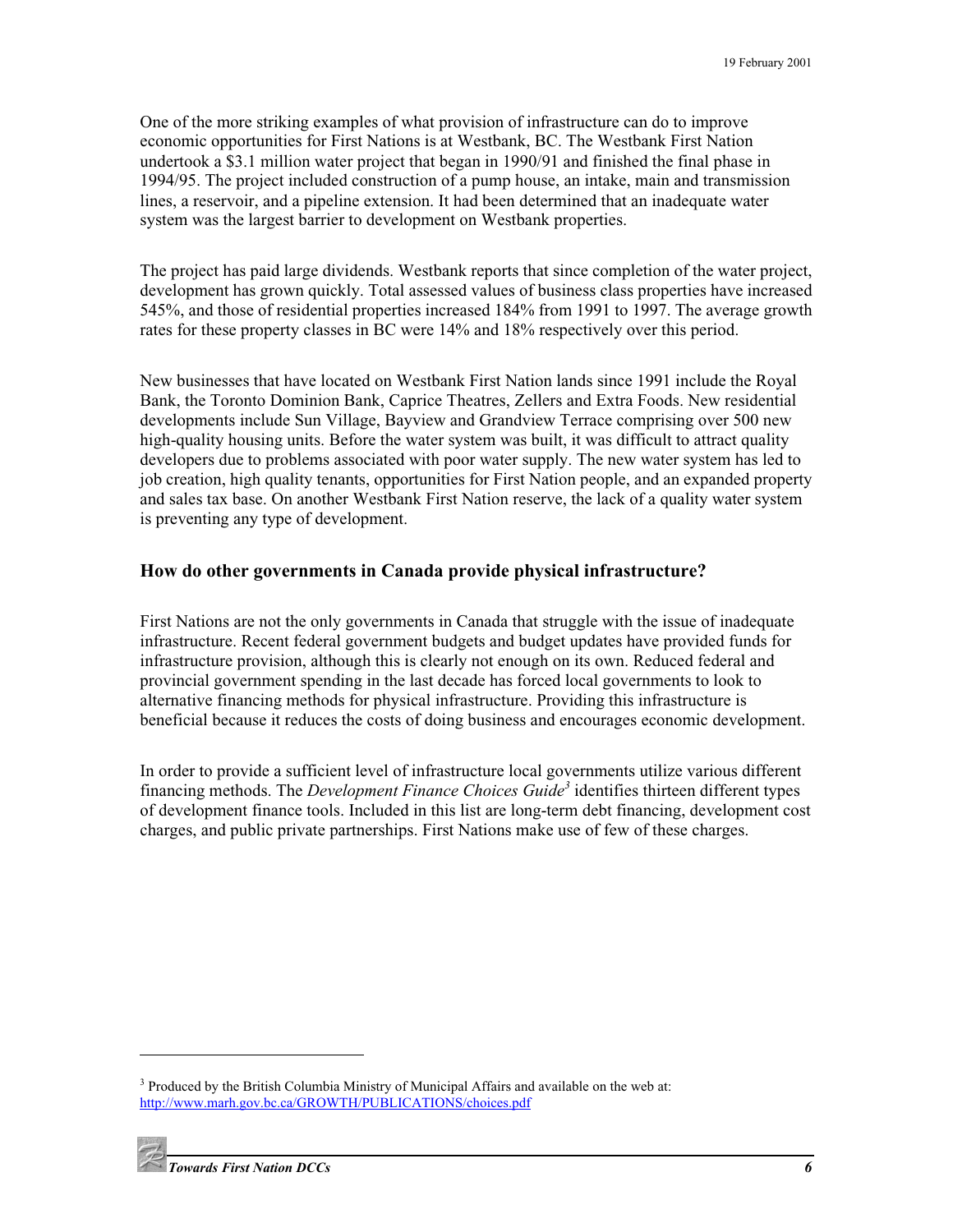One of the more striking examples of what provision of infrastructure can do to improve economic opportunities for First Nations is at Westbank, BC. The Westbank First Nation undertook a $3.1 million water project that began in 1990/91 and finished the final phase in 1994/95. The project included construction of a pump house, an intake, main and transmission lines, a reservoir, and a pipeline extension. It had been determined that an inadequate water system was the largest barrier to development on Westbank properties.

The project has paid large dividends. Westbank reports that since completion of the water project, development has grown quickly. Total assessed values of business class properties have increased 545%, and those of residential properties increased 184% from 1991 to 1997. The average growth rates for these property classes in BC were 14% and 18% respectively over this period.

New businesses that have located on Westbank First Nation lands since 1991 include the Royal Bank, the Toronto Dominion Bank, Caprice Theatres, Zellers and Extra Foods. New residential developments include Sun Village, Bayview and Grandview Terrace comprising over 500 new high-quality housing units. Before the water system was built, it was difficult to attract quality developers due to problems associated with poor water supply. The new water system has led to job creation, high quality tenants, opportunities for First Nation people, and an expanded property and sales tax base. On another Westbank First Nation reserve, the lack of a quality water system is preventing any type of development.

### How do other governments in Canada provide physical infrastructure?

First Nations are not the only governments in Canada that struggle with the issue of inadequate infrastructure. Recent federal government budgets and budget updates have provided funds for infrastructure provision, although this is clearly not enough on its own. Reduced federal and provincial government spending in the last decade has forced local governments to look to alternative financing methods for physical infrastructure. Providing this infrastructure is beneficial because it reduces the costs of doing business and encourages economic development.

In order to provide a sufficient level of infrastructure local governments utilize various different financing methods. The *Development Finance Choices Guide*[3] identifies thirteen different types of development finance tools. Included in this list are long-term debt financing, development cost charges, and public private partnerships. First Nations make use of few of these charges.

[3] Produced by the British Columbia Ministry of Municipal Affairs and available on the web at: http://www.marh.gov.bc.ca/GROWTH/PUBLICATIONS/choices.pdf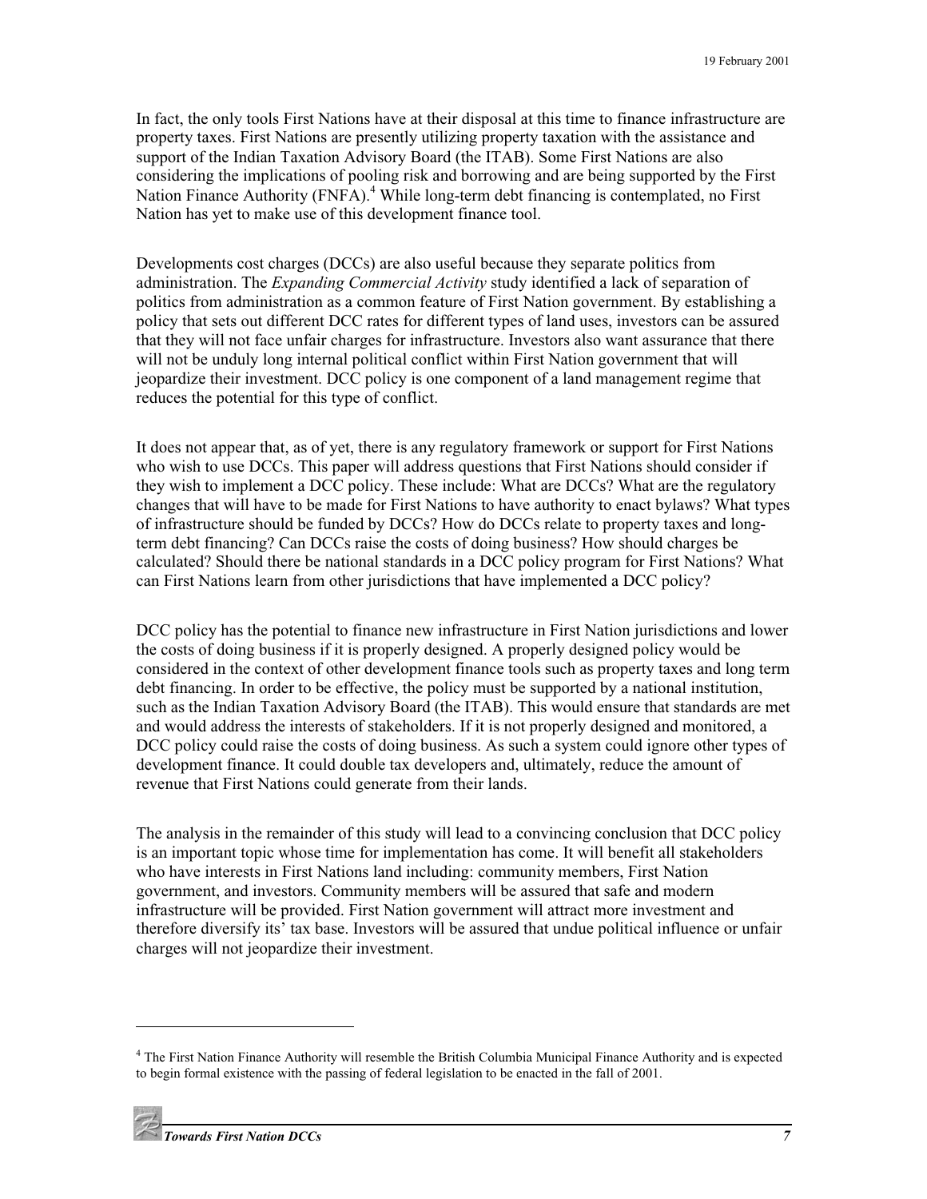In fact, the only tools First Nations have at their disposal at this time to finance infrastructure are property taxes. First Nations are presently utilizing property taxation with the assistance and support of the Indian Taxation Advisory Board (the ITAB). Some First Nations are also considering the implications of pooling risk and borrowing and are being supported by the First Nation Finance Authority (FNFA).[4] While long-term debt financing is contemplated, no First Nation has yet to make use of this development finance tool.

Developments cost charges (DCCs) are also useful because they separate politics from administration. The *Expanding Commercial Activity* study identified a lack of separation of politics from administration as a common feature of First Nation government. By establishing a policy that sets out different DCC rates for different types of land uses, investors can be assured that they will not face unfair charges for infrastructure. Investors also want assurance that there will not be unduly long internal political conflict within First Nation government that will jeopardize their investment. DCC policy is one component of a land management regime that reduces the potential for this type of conflict.

It does not appear that, as of yet, there is any regulatory framework or support for First Nations who wish to use DCCs. This paper will address questions that First Nations should consider if they wish to implement a DCC policy. These include: What are DCCs? What are the regulatory changes that will have to be made for First Nations to have authority to enact bylaws? What types of infrastructure should be funded by DCCs? How do DCCs relate to property taxes and long-term debt financing? Can DCCs raise the costs of doing business? How should charges be calculated? Should there be national standards in a DCC policy program for First Nations? What can First Nations learn from other jurisdictions that have implemented a DCC policy?

DCC policy has the potential to finance new infrastructure in First Nation jurisdictions and lower the costs of doing business if it is properly designed. A properly designed policy would be considered in the context of other development finance tools such as property taxes and long term debt financing. In order to be effective, the policy must be supported by a national institution, such as the Indian Taxation Advisory Board (the ITAB). This would ensure that standards are met and would address the interests of stakeholders. If it is not properly designed and monitored, a DCC policy could raise the costs of doing business. As such a system could ignore other types of development finance. It could double tax developers and, ultimately, reduce the amount of revenue that First Nations could generate from their lands.

The analysis in the remainder of this study will lead to a convincing conclusion that DCC policy is an important topic whose time for implementation has come. It will benefit all stakeholders who have interests in First Nations land including: community members, First Nation government, and investors. Community members will be assured that safe and modern infrastructure will be provided. First Nation government will attract more investment and therefore diversify its' tax base. Investors will be assured that undue political influence or unfair charges will not jeopardize their investment.

---

[4] The First Nation Finance Authority will resemble the British Columbia Municipal Finance Authority and is expected to begin formal existence with the passing of federal legislation to be enacted in the fall of 2001.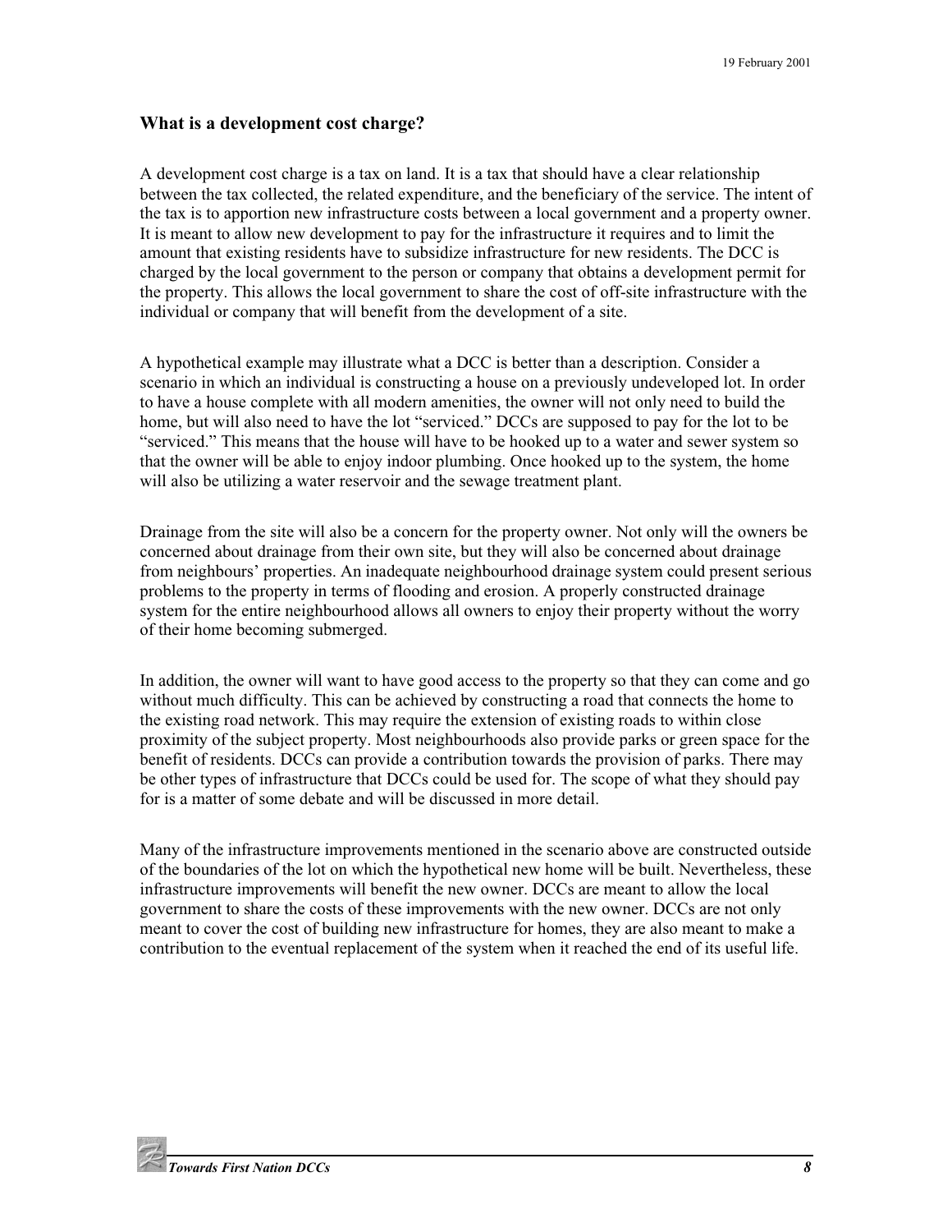### What is a development cost charge?

A development cost charge is a tax on land. It is a tax that should have a clear relationship between the tax collected, the related expenditure, and the beneficiary of the service. The intent of the tax is to apportion new infrastructure costs between a local government and a property owner. It is meant to allow new development to pay for the infrastructure it requires and to limit the amount that existing residents have to subsidize infrastructure for new residents. The DCC is charged by the local government to the person or company that obtains a development permit for the property. This allows the local government to share the cost of off-site infrastructure with the individual or company that will benefit from the development of a site.

A hypothetical example may illustrate what a DCC is better than a description. Consider a scenario in which an individual is constructing a house on a previously undeveloped lot. In order to have a house complete with all modern amenities, the owner will not only need to build the home, but will also need to have the lot "serviced." DCCs are supposed to pay for the lot to be "serviced." This means that the house will have to be hooked up to a water and sewer system so that the owner will be able to enjoy indoor plumbing. Once hooked up to the system, the home will also be utilizing a water reservoir and the sewage treatment plant.

Drainage from the site will also be a concern for the property owner. Not only will the owners be concerned about drainage from their own site, but they will also be concerned about drainage from neighbours' properties. An inadequate neighbourhood drainage system could present serious problems to the property in terms of flooding and erosion. A properly constructed drainage system for the entire neighbourhood allows all owners to enjoy their property without the worry of their home becoming submerged.

In addition, the owner will want to have good access to the property so that they can come and go without much difficulty. This can be achieved by constructing a road that connects the home to the existing road network. This may require the extension of existing roads to within close proximity of the subject property. Most neighbourhoods also provide parks or green space for the benefit of residents. DCCs can provide a contribution towards the provision of parks. There may be other types of infrastructure that DCCs could be used for. The scope of what they should pay for is a matter of some debate and will be discussed in more detail.

Many of the infrastructure improvements mentioned in the scenario above are constructed outside of the boundaries of the lot on which the hypothetical new home will be built. Nevertheless, these infrastructure improvements will benefit the new owner. DCCs are meant to allow the local government to share the costs of these improvements with the new owner. DCCs are not only meant to cover the cost of building new infrastructure for homes, they are also meant to make a contribution to the eventual replacement of the system when it reached the end of its useful life.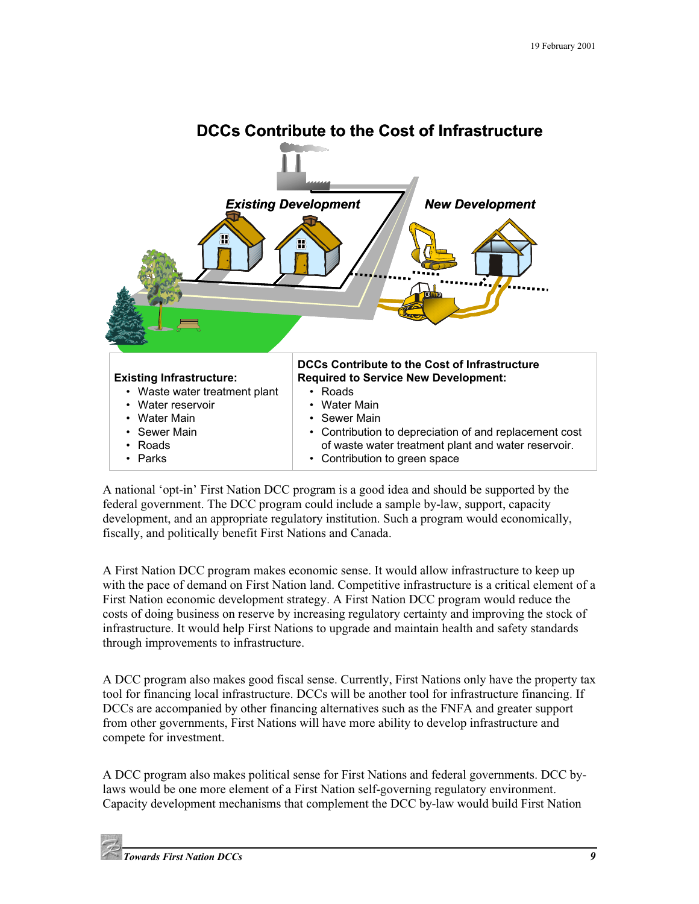## DCCs Contribute to the Cost of Infrastructure

Existing Development

New Development

| **Existing Infrastructure:** | **DCCs Contribute to the Cost of Infrastructure Required to Service New Development:** |
|---|---|
| • Waste water treatment plant<br>• Water reservoir<br>• Water Main<br>• Sewer Main<br>• Roads<br>• Parks | • Roads<br>• Water Main<br>• Sewer Main<br>• Contribution to depreciation of and replacement cost of waste water treatment plant and water reservoir.<br>• Contribution to green space |

A national 'opt-in' First Nation DCC program is a good idea and should be supported by the federal government. The DCC program could include a sample by-law, support, capacity development, and an appropriate regulatory institution. Such a program would economically, fiscally, and politically benefit First Nations and Canada.

A First Nation DCC program makes economic sense. It would allow infrastructure to keep up with the pace of demand on First Nation land. Competitive infrastructure is a critical element of a First Nation economic development strategy. A First Nation DCC program would reduce the costs of doing business on reserve by increasing regulatory certainty and improving the stock of infrastructure. It would help First Nations to upgrade and maintain health and safety standards through improvements to infrastructure.

A DCC program also makes good fiscal sense. Currently, First Nations only have the property tax tool for financing local infrastructure. DCCs will be another tool for infrastructure financing. If DCCs are accompanied by other financing alternatives such as the FNFA and greater support from other governments, First Nations will have more ability to develop infrastructure and compete for investment.

A DCC program also makes political sense for First Nations and federal governments. DCC by-laws would be one more element of a First Nation self-governing regulatory environment. Capacity development mechanisms that complement the DCC by-law would build First Nation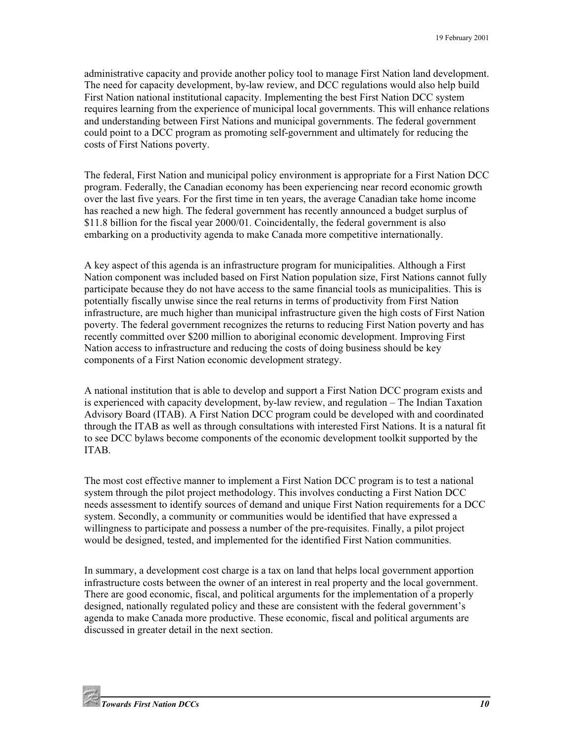administrative capacity and provide another policy tool to manage First Nation land development. The need for capacity development, by-law review, and DCC regulations would also help build First Nation national institutional capacity. Implementing the best First Nation DCC system requires learning from the experience of municipal local governments. This will enhance relations and understanding between First Nations and municipal governments. The federal government could point to a DCC program as promoting self-government and ultimately for reducing the costs of First Nations poverty.

The federal, First Nation and municipal policy environment is appropriate for a First Nation DCC program. Federally, the Canadian economy has been experiencing near record economic growth over the last five years. For the first time in ten years, the average Canadian take home income has reached a new high. The federal government has recently announced a budget surplus of $11.8 billion for the fiscal year 2000/01. Coincidentally, the federal government is also embarking on a productivity agenda to make Canada more competitive internationally.

A key aspect of this agenda is an infrastructure program for municipalities. Although a First Nation component was included based on First Nation population size, First Nations cannot fully participate because they do not have access to the same financial tools as municipalities. This is potentially fiscally unwise since the real returns in terms of productivity from First Nation infrastructure, are much higher than municipal infrastructure given the high costs of First Nation poverty. The federal government recognizes the returns to reducing First Nation poverty and has recently committed over $200 million to aboriginal economic development. Improving First Nation access to infrastructure and reducing the costs of doing business should be key components of a First Nation economic development strategy.

A national institution that is able to develop and support a First Nation DCC program exists and is experienced with capacity development, by-law review, and regulation – The Indian Taxation Advisory Board (ITAB). A First Nation DCC program could be developed with and coordinated through the ITAB as well as through consultations with interested First Nations. It is a natural fit to see DCC bylaws become components of the economic development toolkit supported by the ITAB.

The most cost effective manner to implement a First Nation DCC program is to test a national system through the pilot project methodology. This involves conducting a First Nation DCC needs assessment to identify sources of demand and unique First Nation requirements for a DCC system. Secondly, a community or communities would be identified that have expressed a willingness to participate and possess a number of the pre-requisites. Finally, a pilot project would be designed, tested, and implemented for the identified First Nation communities.

In summary, a development cost charge is a tax on land that helps local government apportion infrastructure costs between the owner of an interest in real property and the local government. There are good economic, fiscal, and political arguments for the implementation of a properly designed, nationally regulated policy and these are consistent with the federal government's agenda to make Canada more productive. These economic, fiscal and political arguments are discussed in greater detail in the next section.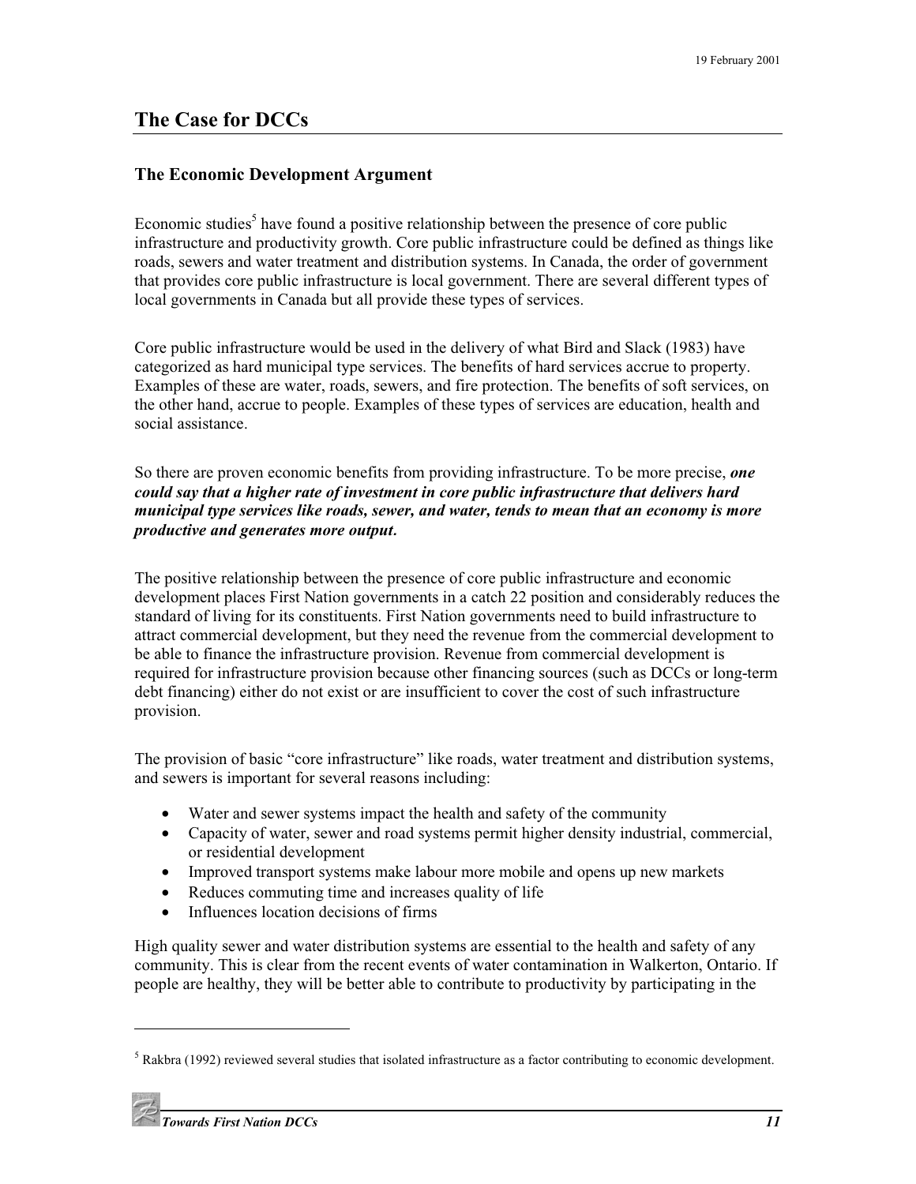## The Case for DCCs

### The Economic Development Argument

Economic studies[5] have found a positive relationship between the presence of core public infrastructure and productivity growth. Core public infrastructure could be defined as things like roads, sewers and water treatment and distribution systems. In Canada, the order of government that provides core public infrastructure is local government. There are several different types of local governments in Canada but all provide these types of services.

Core public infrastructure would be used in the delivery of what Bird and Slack (1983) have categorized as hard municipal type services. The benefits of hard services accrue to property. Examples of these are water, roads, sewers, and fire protection. The benefits of soft services, on the other hand, accrue to people. Examples of these types of services are education, health and social assistance.

So there are proven economic benefits from providing infrastructure. To be more precise, ***one could say that a higher rate of investment in core public infrastructure that delivers hard municipal type services like roads, sewer, and water, tends to mean that an economy is more productive and generates more output.***

The positive relationship between the presence of core public infrastructure and economic development places First Nation governments in a catch 22 position and considerably reduces the standard of living for its constituents. First Nation governments need to build infrastructure to attract commercial development, but they need the revenue from the commercial development to be able to finance the infrastructure provision. Revenue from commercial development is required for infrastructure provision because other financing sources (such as DCCs or long-term debt financing) either do not exist or are insufficient to cover the cost of such infrastructure provision.

The provision of basic "core infrastructure" like roads, water treatment and distribution systems, and sewers is important for several reasons including:

- Water and sewer systems impact the health and safety of the community
- Capacity of water, sewer and road systems permit higher density industrial, commercial, or residential development
- Improved transport systems make labour more mobile and opens up new markets
- Reduces commuting time and increases quality of life
- Influences location decisions of firms

High quality sewer and water distribution systems are essential to the health and safety of any community. This is clear from the recent events of water contamination in Walkerton, Ontario. If people are healthy, they will be better able to contribute to productivity by participating in the

[5] Rakbra (1992) reviewed several studies that isolated infrastructure as a factor contributing to economic development.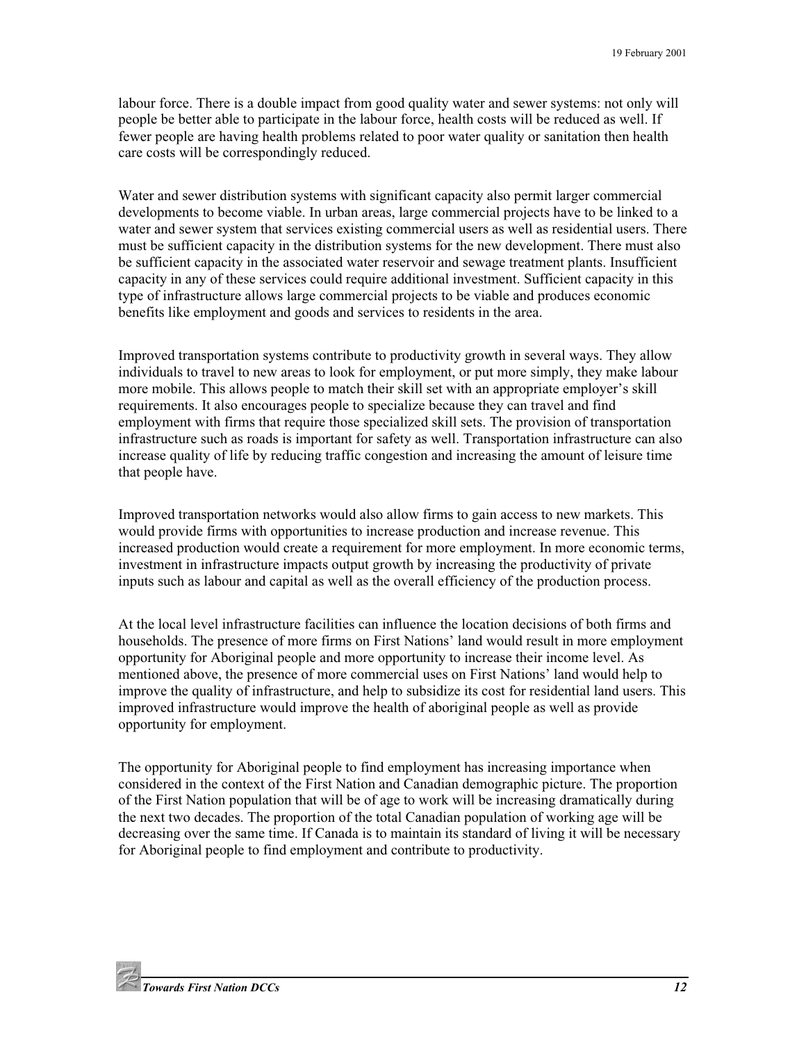labour force. There is a double impact from good quality water and sewer systems: not only will people be better able to participate in the labour force, health costs will be reduced as well. If fewer people are having health problems related to poor water quality or sanitation then health care costs will be correspondingly reduced.

Water and sewer distribution systems with significant capacity also permit larger commercial developments to become viable. In urban areas, large commercial projects have to be linked to a water and sewer system that services existing commercial users as well as residential users. There must be sufficient capacity in the distribution systems for the new development. There must also be sufficient capacity in the associated water reservoir and sewage treatment plants. Insufficient capacity in any of these services could require additional investment. Sufficient capacity in this type of infrastructure allows large commercial projects to be viable and produces economic benefits like employment and goods and services to residents in the area.

Improved transportation systems contribute to productivity growth in several ways. They allow individuals to travel to new areas to look for employment, or put more simply, they make labour more mobile. This allows people to match their skill set with an appropriate employer's skill requirements. It also encourages people to specialize because they can travel and find employment with firms that require those specialized skill sets. The provision of transportation infrastructure such as roads is important for safety as well. Transportation infrastructure can also increase quality of life by reducing traffic congestion and increasing the amount of leisure time that people have.

Improved transportation networks would also allow firms to gain access to new markets. This would provide firms with opportunities to increase production and increase revenue. This increased production would create a requirement for more employment. In more economic terms, investment in infrastructure impacts output growth by increasing the productivity of private inputs such as labour and capital as well as the overall efficiency of the production process.

At the local level infrastructure facilities can influence the location decisions of both firms and households. The presence of more firms on First Nations' land would result in more employment opportunity for Aboriginal people and more opportunity to increase their income level. As mentioned above, the presence of more commercial uses on First Nations' land would help to improve the quality of infrastructure, and help to subsidize its cost for residential land users. This improved infrastructure would improve the health of aboriginal people as well as provide opportunity for employment.

The opportunity for Aboriginal people to find employment has increasing importance when considered in the context of the First Nation and Canadian demographic picture. The proportion of the First Nation population that will be of age to work will be increasing dramatically during the next two decades. The proportion of the total Canadian population of working age will be decreasing over the same time. If Canada is to maintain its standard of living it will be necessary for Aboriginal people to find employment and contribute to productivity.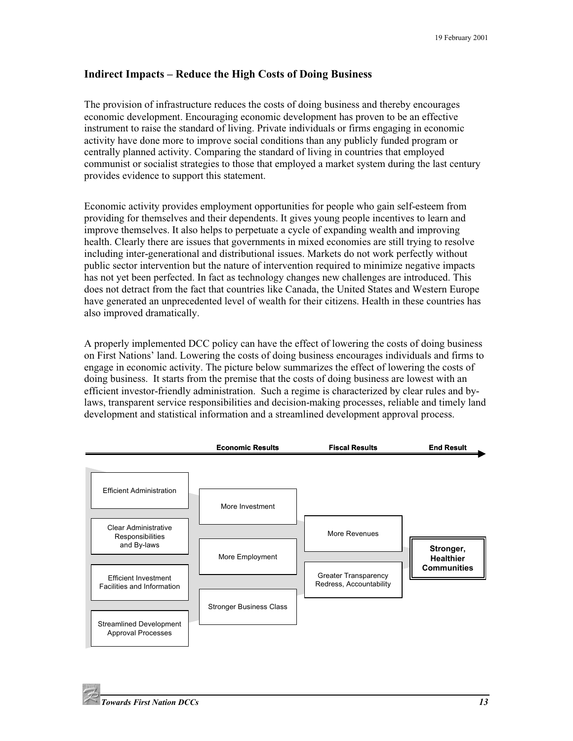### Indirect Impacts – Reduce the High Costs of Doing Business

The provision of infrastructure reduces the costs of doing business and thereby encourages economic development. Encouraging economic development has proven to be an effective instrument to raise the standard of living. Private individuals or firms engaging in economic activity have done more to improve social conditions than any publicly funded program or centrally planned activity. Comparing the standard of living in countries that employed communist or socialist strategies to those that employed a market system during the last century provides evidence to support this statement.

Economic activity provides employment opportunities for people who gain self-esteem from providing for themselves and their dependents. It gives young people incentives to learn and improve themselves. It also helps to perpetuate a cycle of expanding wealth and improving health. Clearly there are issues that governments in mixed economies are still trying to resolve including inter-generational and distributional issues. Markets do not work perfectly without public sector intervention but the nature of intervention required to minimize negative impacts has not yet been perfected. In fact as technology changes new challenges are introduced. This does not detract from the fact that countries like Canada, the United States and Western Europe have generated an unprecedented level of wealth for their citizens. Health in these countries has also improved dramatically.

A properly implemented DCC policy can have the effect of lowering the costs of doing business on First Nations' land. Lowering the costs of doing business encourages individuals and firms to engage in economic activity. The picture below summarizes the effect of lowering the costs of doing business. It starts from the premise that the costs of doing business are lowest with an efficient investor-friendly administration. Such a regime is characterized by clear rules and by-laws, transparent service responsibilities and decision-making processes, reliable and timely land development and statistical information and a streamlined development approval process.

Economic Results
Fiscal Results
End Result

Efficient Administration
Clear Administrative Responsibilities and By-laws
Efficient Investment Facilities and Information
Streamlined Development Approval Processes

More Investment
More Employment
Stronger Business Class

More Revenues
Greater Transparency Redress, Accountability

**Stronger, Healthier Communities**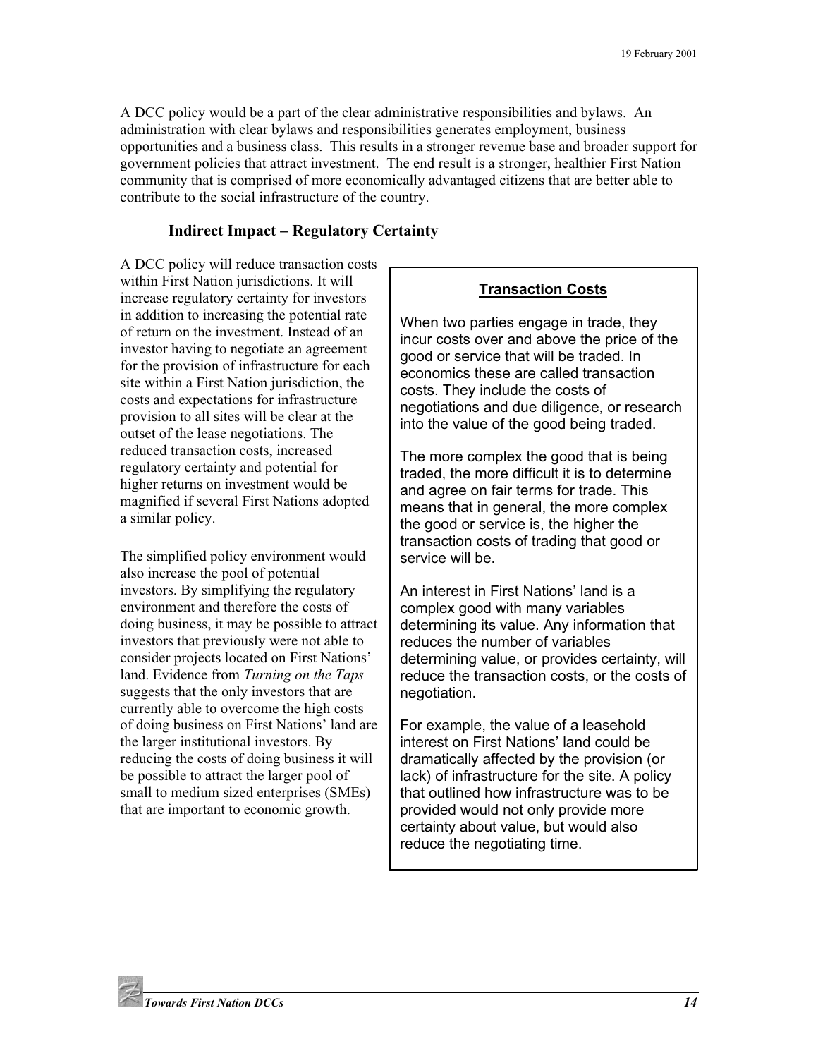A DCC policy would be a part of the clear administrative responsibilities and bylaws. An administration with clear bylaws and responsibilities generates employment, business opportunities and a business class. This results in a stronger revenue base and broader support for government policies that attract investment. The end result is a stronger, healthier First Nation community that is comprised of more economically advantaged citizens that are better able to contribute to the social infrastructure of the country.

### Indirect Impact – Regulatory Certainty

A DCC policy will reduce transaction costs within First Nation jurisdictions. It will increase regulatory certainty for investors in addition to increasing the potential rate of return on the investment. Instead of an investor having to negotiate an agreement for the provision of infrastructure for each site within a First Nation jurisdiction, the costs and expectations for infrastructure provision to all sites will be clear at the outset of the lease negotiations. The reduced transaction costs, increased regulatory certainty and potential for higher returns on investment would be magnified if several First Nations adopted a similar policy.

The simplified policy environment would also increase the pool of potential investors. By simplifying the regulatory environment and therefore the costs of doing business, it may be possible to attract investors that previously were not able to consider projects located on First Nations' land. Evidence from *Turning on the Taps* suggests that the only investors that are currently able to overcome the high costs of doing business on First Nations' land are the larger institutional investors. By reducing the costs of doing business it will be possible to attract the larger pool of small to medium sized enterprises (SMEs) that are important to economic growth.

**Transaction Costs**

When two parties engage in trade, they incur costs over and above the price of the good or service that will be traded. In economics these are called transaction costs. They include the costs of negotiations and due diligence, or research into the value of the good being traded.

The more complex the good that is being traded, the more difficult it is to determine and agree on fair terms for trade. This means that in general, the more complex the good or service is, the higher the transaction costs of trading that good or service will be.

An interest in First Nations' land is a complex good with many variables determining its value. Any information that reduces the number of variables determining value, or provides certainty, will reduce the transaction costs, or the costs of negotiation.

For example, the value of a leasehold interest on First Nations' land could be dramatically affected by the provision (or lack) of infrastructure for the site. A policy that outlined how infrastructure was to be provided would not only provide more certainty about value, but would also reduce the negotiating time.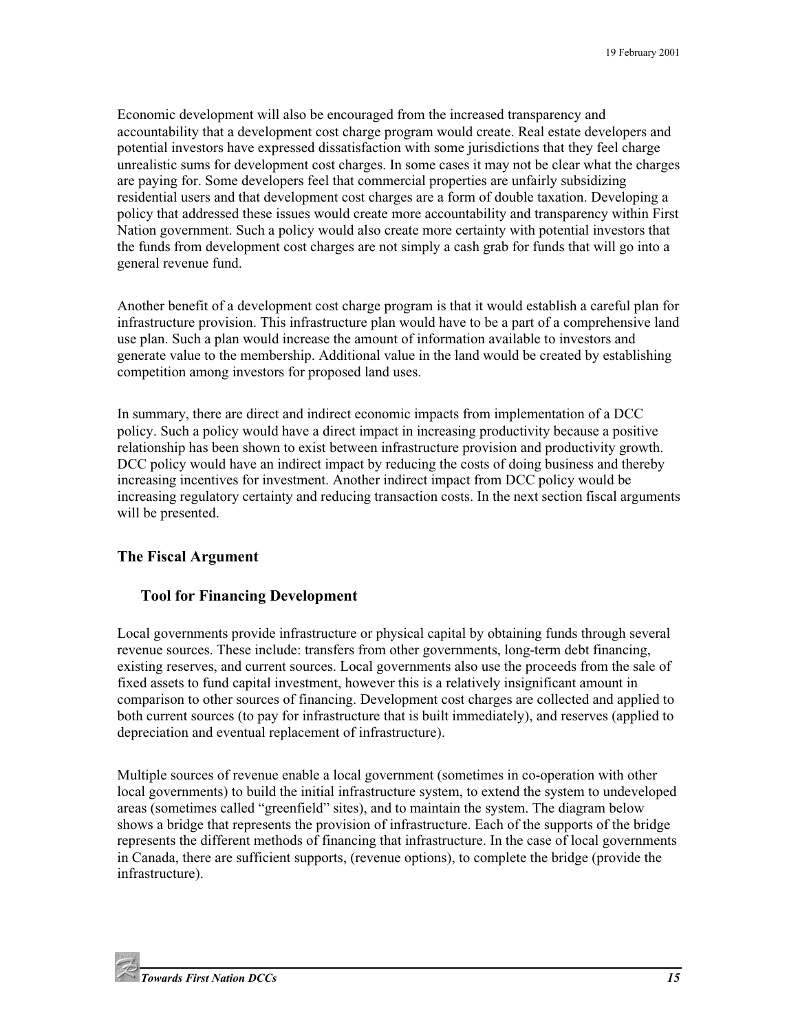Economic development will also be encouraged from the increased transparency and accountability that a development cost charge program would create. Real estate developers and potential investors have expressed dissatisfaction with some jurisdictions that they feel charge unrealistic sums for development cost charges. In some cases it may not be clear what the charges are paying for. Some developers feel that commercial properties are unfairly subsidizing residential users and that development cost charges are a form of double taxation. Developing a policy that addressed these issues would create more accountability and transparency within First Nation government. Such a policy would also create more certainty with potential investors that the funds from development cost charges are not simply a cash grab for funds that will go into a general revenue fund.

Another benefit of a development cost charge program is that it would establish a careful plan for infrastructure provision. This infrastructure plan would have to be a part of a comprehensive land use plan. Such a plan would increase the amount of information available to investors and generate value to the membership. Additional value in the land would be created by establishing competition among investors for proposed land uses.

In summary, there are direct and indirect economic impacts from implementation of a DCC policy. Such a policy would have a direct impact in increasing productivity because a positive relationship has been shown to exist between infrastructure provision and productivity growth. DCC policy would have an indirect impact by reducing the costs of doing business and thereby increasing incentives for investment. Another indirect impact from DCC policy would be increasing regulatory certainty and reducing transaction costs. In the next section fiscal arguments will be presented.

## The Fiscal Argument

### Tool for Financing Development

Local governments provide infrastructure or physical capital by obtaining funds through several revenue sources. These include: transfers from other governments, long-term debt financing, existing reserves, and current sources. Local governments also use the proceeds from the sale of fixed assets to fund capital investment, however this is a relatively insignificant amount in comparison to other sources of financing. Development cost charges are collected and applied to both current sources (to pay for infrastructure that is built immediately), and reserves (applied to depreciation and eventual replacement of infrastructure).

Multiple sources of revenue enable a local government (sometimes in co-operation with other local governments) to build the initial infrastructure system, to extend the system to undeveloped areas (sometimes called "greenfield" sites), and to maintain the system. The diagram below shows a bridge that represents the provision of infrastructure. Each of the supports of the bridge represents the different methods of financing that infrastructure. In the case of local governments in Canada, there are sufficient supports, (revenue options), to complete the bridge (provide the infrastructure).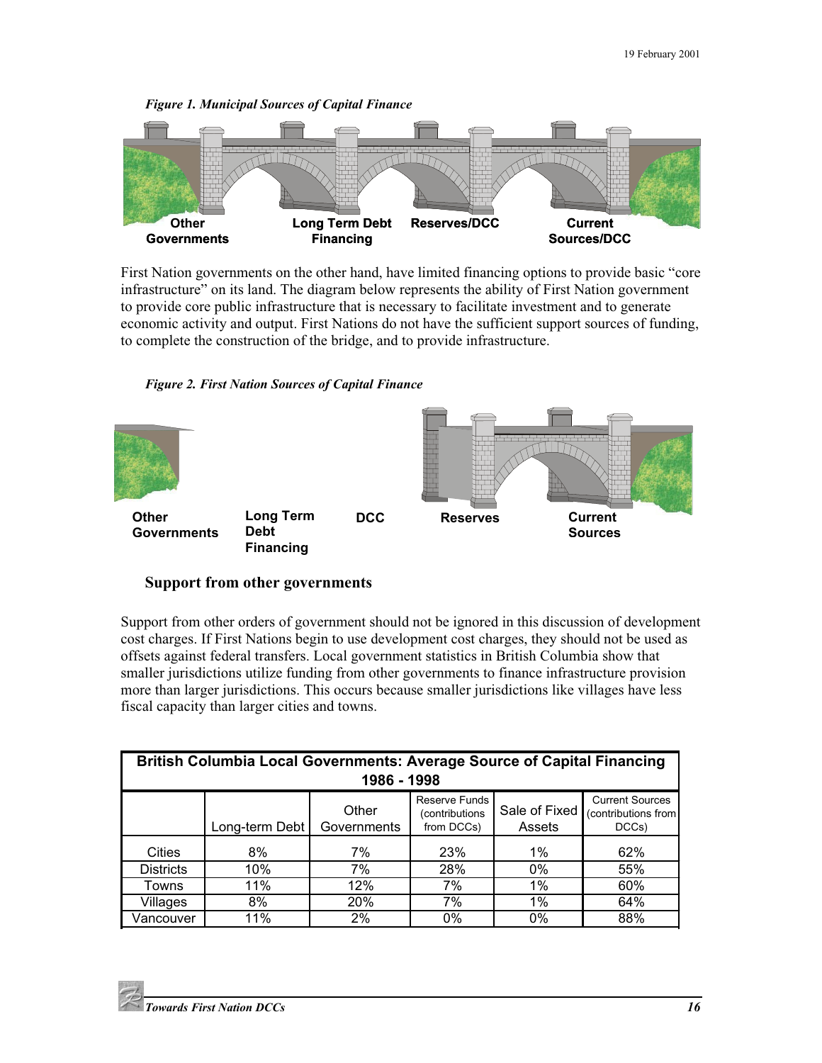*Figure 1. Municipal Sources of Capital Finance*

Other Governments

Long Term Debt Financing

Reserves/DCC

Current Sources/DCC

First Nation governments on the other hand, have limited financing options to provide basic "core infrastructure" on its land. The diagram below represents the ability of First Nation government to provide core public infrastructure that is necessary to facilitate investment and to generate economic activity and output. First Nations do not have the sufficient support sources of funding, to complete the construction of the bridge, and to provide infrastructure.

*Figure 2. First Nation Sources of Capital Finance*

Other Governments

Long Term Debt Financing

DCC

Reserves

Current Sources

### Support from other governments

Support from other orders of government should not be ignored in this discussion of development cost charges. If First Nations begin to use development cost charges, they should not be used as offsets against federal transfers. Local government statistics in British Columbia show that smaller jurisdictions utilize funding from other governments to finance infrastructure provision more than larger jurisdictions. This occurs because smaller jurisdictions like villages have less fiscal capacity than larger cities and towns.

**British Columbia Local Governments: Average Source of Capital Financing 1986 - 1998**

| | Long-term Debt | Other Governments | Reserve Funds (contributions from DCCs) | Sale of Fixed Assets | Current Sources (contributions from DCCs) |
|---|---|---|---|---|---|
| Cities | 8% | 7% | 23% | 1% | 62% |
| Districts | 10% | 7% | 28% | 0% | 55% |
| Towns | 11% | 12% | 7% | 1% | 60% |
| Villages | 8% | 20% | 7% | 1% | 64% |
| Vancouver | 11% | 2% | 0% | 0% | 88% |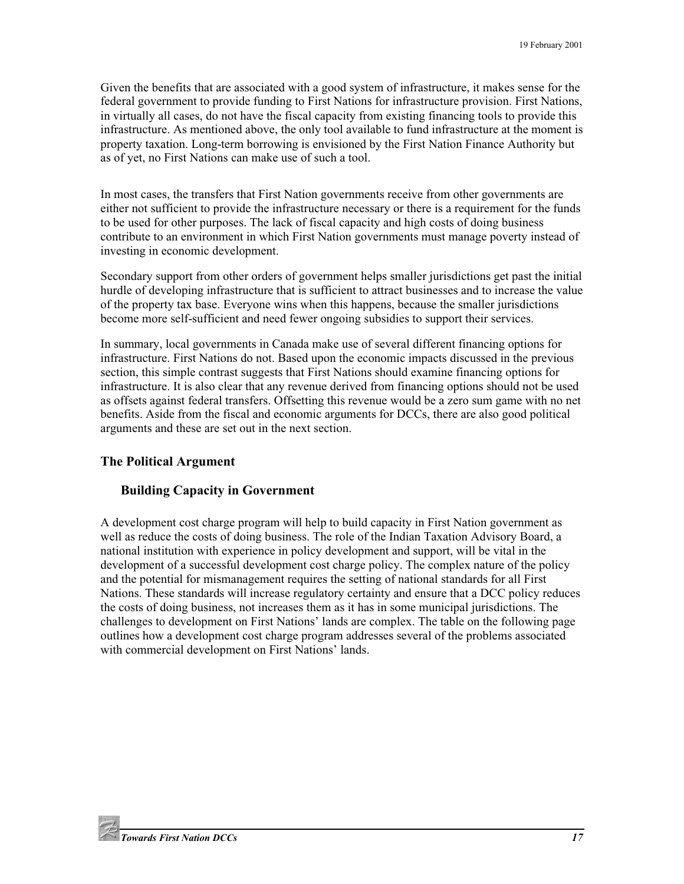Given the benefits that are associated with a good system of infrastructure, it makes sense for the federal government to provide funding to First Nations for infrastructure provision. First Nations, in virtually all cases, do not have the fiscal capacity from existing financing tools to provide this infrastructure. As mentioned above, the only tool available to fund infrastructure at the moment is property taxation. Long-term borrowing is envisioned by the First Nation Finance Authority but as of yet, no First Nations can make use of such a tool.

In most cases, the transfers that First Nation governments receive from other governments are either not sufficient to provide the infrastructure necessary or there is a requirement for the funds to be used for other purposes. The lack of fiscal capacity and high costs of doing business contribute to an environment in which First Nation governments must manage poverty instead of investing in economic development.

Secondary support from other orders of government helps smaller jurisdictions get past the initial hurdle of developing infrastructure that is sufficient to attract businesses and to increase the value of the property tax base. Everyone wins when this happens, because the smaller jurisdictions become more self-sufficient and need fewer ongoing subsidies to support their services.

In summary, local governments in Canada make use of several different financing options for infrastructure. First Nations do not. Based upon the economic impacts discussed in the previous section, this simple contrast suggests that First Nations should examine financing options for infrastructure. It is also clear that any revenue derived from financing options should not be used as offsets against federal transfers. Offsetting this revenue would be a zero sum game with no net benefits. Aside from the fiscal and economic arguments for DCCs, there are also good political arguments and these are set out in the next section.

## The Political Argument

### Building Capacity in Government

A development cost charge program will help to build capacity in First Nation government as well as reduce the costs of doing business. The role of the Indian Taxation Advisory Board, a national institution with experience in policy development and support, will be vital in the development of a successful development cost charge policy. The complex nature of the policy and the potential for mismanagement requires the setting of national standards for all First Nations. These standards will increase regulatory certainty and ensure that a DCC policy reduces the costs of doing business, not increases them as it has in some municipal jurisdictions. The challenges to development on First Nations' lands are complex. The table on the following page outlines how a development cost charge program addresses several of the problems associated with commercial development on First Nations' lands.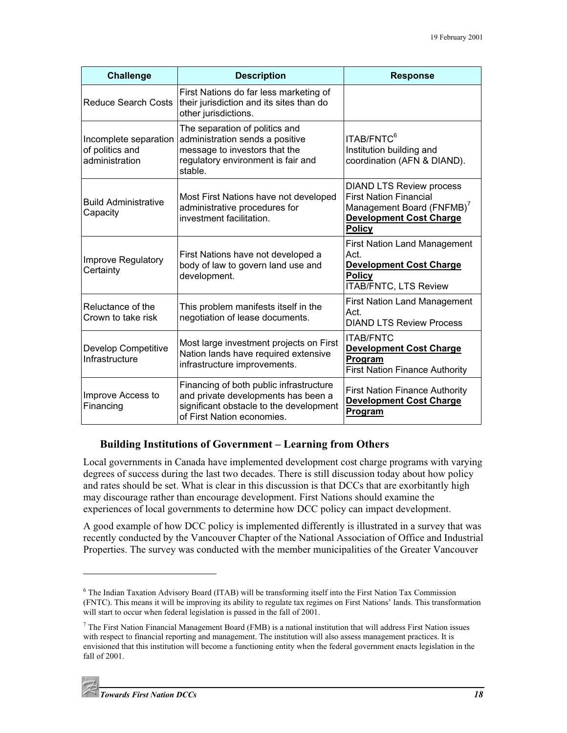| Challenge | Description | Response |
| --- | --- | --- |
| Reduce Search Costs | First Nations do far less marketing of their jurisdiction and its sites than do other jurisdictions. | |
| Incomplete separation of politics and administration | The separation of politics and administration sends a positive message to investors that the regulatory environment is fair and stable. | ITAB/FNTC[6]<br>Institution building and coordination (AFN & DIAND). |
| Build Administrative Capacity | Most First Nations have not developed administrative procedures for investment facilitation. | DIAND LTS Review process<br>First Nation Financial Management Board (FNFMB)[7]<br>**Development Cost Charge Policy** |
| Improve Regulatory Certainty | First Nations have not developed a body of law to govern land use and development. | First Nation Land Management Act.<br>**Development Cost Charge Policy**<br>ITAB/FNTC, LTS Review |
| Reluctance of the Crown to take risk | This problem manifests itself in the negotiation of lease documents. | First Nation Land Management Act.<br>DIAND LTS Review Process |
| Develop Competitive Infrastructure | Most large investment projects on First Nation lands have required extensive infrastructure improvements. | ITAB/FNTC<br>**Development Cost Charge Program**<br>First Nation Finance Authority |
| Improve Access to Financing | Financing of both public infrastructure and private developments has been a significant obstacle to the development of First Nation economies. | First Nation Finance Authority<br>**Development Cost Charge Program** |

### Building Institutions of Government – Learning from Others

Local governments in Canada have implemented development cost charge programs with varying degrees of success during the last two decades. There is still discussion today about how policy and rates should be set. What is clear in this discussion is that DCCs that are exorbitantly high may discourage rather than encourage development. First Nations should examine the experiences of local governments to determine how DCC policy can impact development.

A good example of how DCC policy is implemented differently is illustrated in a survey that was recently conducted by the Vancouver Chapter of the National Association of Office and Industrial Properties. The survey was conducted with the member municipalities of the Greater Vancouver

[6] The Indian Taxation Advisory Board (ITAB) will be transforming itself into the First Nation Tax Commission (FNTC). This means it will be improving its ability to regulate tax regimes on First Nations' lands. This transformation will start to occur when federal legislation is passed in the fall of 2001.

[7] The First Nation Financial Management Board (FMB) is a national institution that will address First Nation issues with respect to financial reporting and management. The institution will also assess management practices. It is envisioned that this institution will become a functioning entity when the federal government enacts legislation in the fall of 2001.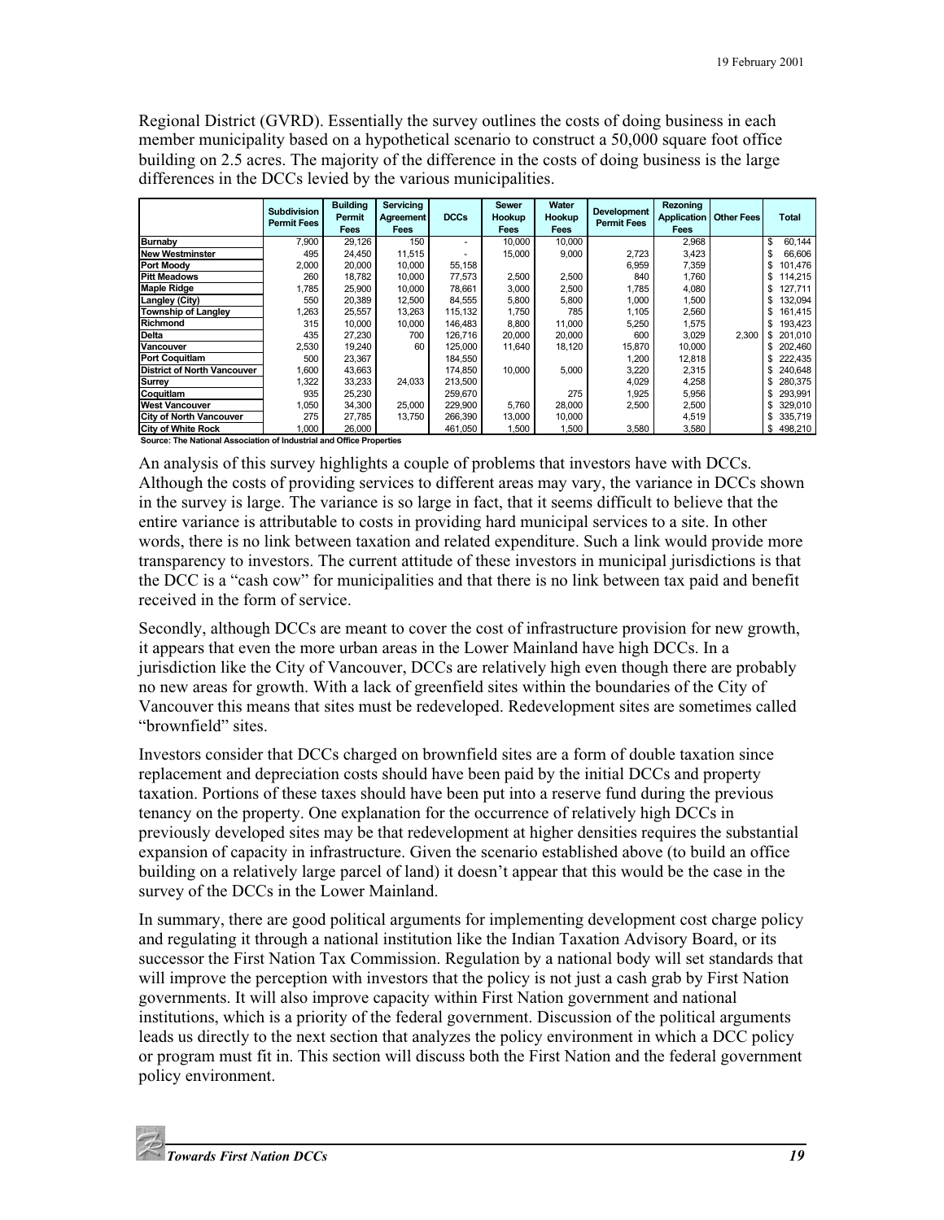Regional District (GVRD). Essentially the survey outlines the costs of doing business in each member municipality based on a hypothetical scenario to construct a 50,000 square foot office building on 2.5 acres. The majority of the difference in the costs of doing business is the large differences in the DCCs levied by the various municipalities.

| | Subdivision Permit Fees | Building Permit Fees | Servicing Agreement Fees | DCCs | Sewer Hookup Fees | Water Hookup Fees | Development Permit Fees | Rezoning Application Fees | Other Fees | Total |
|---|---|---|---|---|---|---|---|---|---|---|
| **Burnaby** | 7,900 | 29,126 | 150 | - | 10,000 | 10,000 | | 2,968 | | $ 60,144 |
| **New Westminster** | 495 | 24,450 | 11,515 | - | 15,000 | 9,000 | 2,723 | 3,423 | | $ 66,606 |
| **Port Moody** | 2,000 | 20,000 | 10,000 | 55,158 | | | 6,959 | 7,359 | | $ 101,476 |
| **Pitt Meadows** | 260 | 18,782 | 10,000 | 77,573 | 2,500 | 2,500 | 840 | 1,760 | | $ 114,215 |
| **Maple Ridge** | 1,785 | 25,900 | 10,000 | 78,661 | 3,000 | 2,500 | 1,785 | 4,080 | | $ 127,711 |
| **Langley (City)** | 550 | 20,389 | 12,500 | 84,555 | 5,800 | 5,800 | 1,000 | 1,500 | | $ 132,094 |
| **Township of Langley** | 1,263 | 25,557 | 13,263 | 115,132 | 1,750 | 785 | 1,105 | 2,560 | | $ 161,415 |
| **Richmond** | 315 | 10,000 | 10,000 | 146,483 | 8,800 | 11,000 | 5,250 | 1,575 | | $ 193,423 |
| **Delta** | 435 | 27,230 | 700 | 126,716 | 20,000 | 20,000 | 600 | 3,029 | 2,300 | $ 201,010 |
| **Vancouver** | 2,530 | 19,240 | 60 | 125,000 | 11,640 | 18,120 | 15,870 | 10,000 | | $ 202,460 |
| **Port Coquitlam** | 500 | 23,367 | | 184,550 | | | 1,200 | 12,818 | | $ 222,435 |
| **District of North Vancouver** | 1,600 | 43,663 | | 174,850 | 10,000 | 5,000 | 3,220 | 2,315 | | $ 240,648 |
| **Surrey** | 1,322 | 33,233 | 24,033 | 213,500 | | | 4,029 | 4,258 | | $ 280,375 |
| **Coquitlam** | 935 | 25,230 | | 259,670 | | 275 | 1,925 | 5,956 | | $ 293,991 |
| **West Vancouver** | 1,050 | 34,300 | 25,000 | 229,900 | 5,760 | 28,000 | 2,500 | 2,500 | | $ 329,010 |
| **City of North Vancouver** | 275 | 27,785 | 13,750 | 266,390 | 13,000 | 10,000 | | 4,519 | | $ 335,719 |
| **City of White Rock** | 1,000 | 26,000 | | 461,050 | 1,500 | 1,500 | 3,580 | 3,580 | | $ 498,210 |

**Source: The National Association of Industrial and Office Properties**

An analysis of this survey highlights a couple of problems that investors have with DCCs. Although the costs of providing services to different areas may vary, the variance in DCCs shown in the survey is large. The variance is so large in fact, that it seems difficult to believe that the entire variance is attributable to costs in providing hard municipal services to a site. In other words, there is no link between taxation and related expenditure. Such a link would provide more transparency to investors. The current attitude of these investors in municipal jurisdictions is that the DCC is a "cash cow" for municipalities and that there is no link between tax paid and benefit received in the form of service.

Secondly, although DCCs are meant to cover the cost of infrastructure provision for new growth, it appears that even the more urban areas in the Lower Mainland have high DCCs. In a jurisdiction like the City of Vancouver, DCCs are relatively high even though there are probably no new areas for growth. With a lack of greenfield sites within the boundaries of the City of Vancouver this means that sites must be redeveloped. Redevelopment sites are sometimes called "brownfield" sites.

Investors consider that DCCs charged on brownfield sites are a form of double taxation since replacement and depreciation costs should have been paid by the initial DCCs and property taxation. Portions of these taxes should have been put into a reserve fund during the previous tenancy on the property. One explanation for the occurrence of relatively high DCCs in previously developed sites may be that redevelopment at higher densities requires the substantial expansion of capacity in infrastructure. Given the scenario established above (to build an office building on a relatively large parcel of land) it doesn't appear that this would be the case in the survey of the DCCs in the Lower Mainland.

In summary, there are good political arguments for implementing development cost charge policy and regulating it through a national institution like the Indian Taxation Advisory Board, or its successor the First Nation Tax Commission. Regulation by a national body will set standards that will improve the perception with investors that the policy is not just a cash grab by First Nation governments. It will also improve capacity within First Nation government and national institutions, which is a priority of the federal government. Discussion of the political arguments leads us directly to the next section that analyzes the policy environment in which a DCC policy or program must fit in. This section will discuss both the First Nation and the federal government policy environment.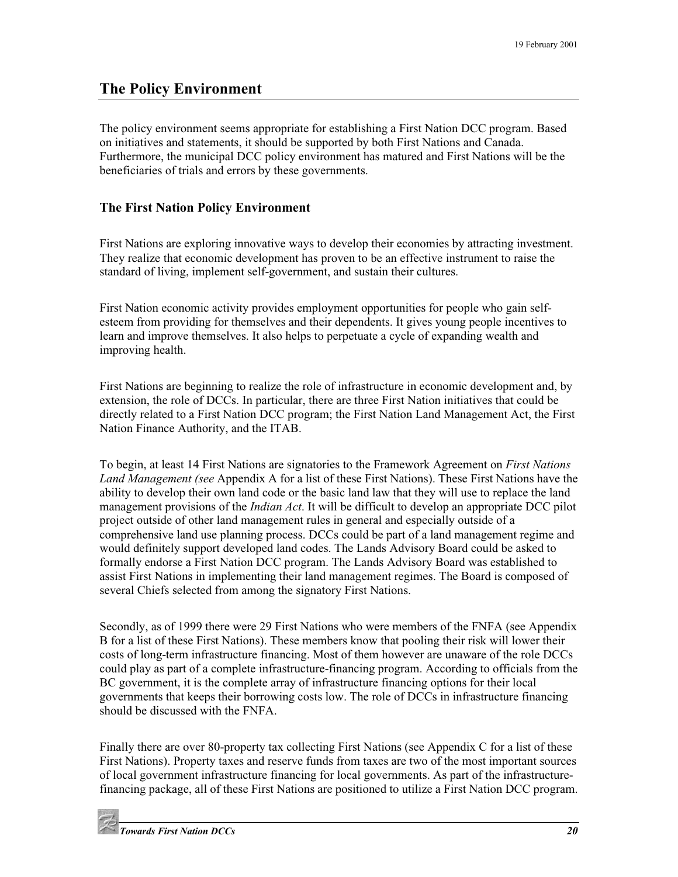## The Policy Environment

The policy environment seems appropriate for establishing a First Nation DCC program. Based on initiatives and statements, it should be supported by both First Nations and Canada. Furthermore, the municipal DCC policy environment has matured and First Nations will be the beneficiaries of trials and errors by these governments.

### The First Nation Policy Environment

First Nations are exploring innovative ways to develop their economies by attracting investment. They realize that economic development has proven to be an effective instrument to raise the standard of living, implement self-government, and sustain their cultures.

First Nation economic activity provides employment opportunities for people who gain self-esteem from providing for themselves and their dependents. It gives young people incentives to learn and improve themselves. It also helps to perpetuate a cycle of expanding wealth and improving health.

First Nations are beginning to realize the role of infrastructure in economic development and, by extension, the role of DCCs. In particular, there are three First Nation initiatives that could be directly related to a First Nation DCC program; the First Nation Land Management Act, the First Nation Finance Authority, and the ITAB.

To begin, at least 14 First Nations are signatories to the Framework Agreement on *First Nations Land Management (see* Appendix A for a list of these First Nations). These First Nations have the ability to develop their own land code or the basic land law that they will use to replace the land management provisions of the *Indian Act*. It will be difficult to develop an appropriate DCC pilot project outside of other land management rules in general and especially outside of a comprehensive land use planning process. DCCs could be part of a land management regime and would definitely support developed land codes. The Lands Advisory Board could be asked to formally endorse a First Nation DCC program. The Lands Advisory Board was established to assist First Nations in implementing their land management regimes. The Board is composed of several Chiefs selected from among the signatory First Nations.

Secondly, as of 1999 there were 29 First Nations who were members of the FNFA (see Appendix B for a list of these First Nations). These members know that pooling their risk will lower their costs of long-term infrastructure financing. Most of them however are unaware of the role DCCs could play as part of a complete infrastructure-financing program. According to officials from the BC government, it is the complete array of infrastructure financing options for their local governments that keeps their borrowing costs low. The role of DCCs in infrastructure financing should be discussed with the FNFA.

Finally there are over 80-property tax collecting First Nations (see Appendix C for a list of these First Nations). Property taxes and reserve funds from taxes are two of the most important sources of local government infrastructure financing for local governments. As part of the infrastructure-financing package, all of these First Nations are positioned to utilize a First Nation DCC program.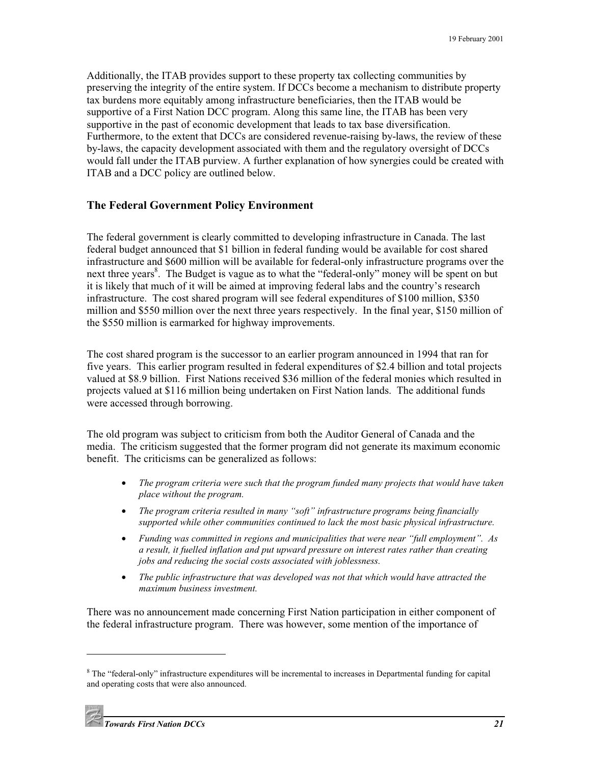Additionally, the ITAB provides support to these property tax collecting communities by preserving the integrity of the entire system. If DCCs become a mechanism to distribute property tax burdens more equitably among infrastructure beneficiaries, then the ITAB would be supportive of a First Nation DCC program. Along this same line, the ITAB has been very supportive in the past of economic development that leads to tax base diversification. Furthermore, to the extent that DCCs are considered revenue-raising by-laws, the review of these by-laws, the capacity development associated with them and the regulatory oversight of DCCs would fall under the ITAB purview. A further explanation of how synergies could be created with ITAB and a DCC policy are outlined below.

### The Federal Government Policy Environment

The federal government is clearly committed to developing infrastructure in Canada. The last federal budget announced that $1 billion in federal funding would be available for cost shared infrastructure and $600 million will be available for federal-only infrastructure programs over the next three years[8]. The Budget is vague as to what the "federal-only" money will be spent on but it is likely that much of it will be aimed at improving federal labs and the country's research infrastructure. The cost shared program will see federal expenditures of $100 million, $350 million and $550 million over the next three years respectively. In the final year, $150 million of the $550 million is earmarked for highway improvements.

The cost shared program is the successor to an earlier program announced in 1994 that ran for five years. This earlier program resulted in federal expenditures of $2.4 billion and total projects valued at $8.9 billion. First Nations received $36 million of the federal monies which resulted in projects valued at $116 million being undertaken on First Nation lands. The additional funds were accessed through borrowing.

The old program was subject to criticism from both the Auditor General of Canada and the media. The criticism suggested that the former program did not generate its maximum economic benefit. The criticisms can be generalized as follows:

- *The program criteria were such that the program funded many projects that would have taken place without the program.*
- *The program criteria resulted in many "soft" infrastructure programs being financially supported while other communities continued to lack the most basic physical infrastructure.*
- *Funding was committed in regions and municipalities that were near "full employment". As a result, it fuelled inflation and put upward pressure on interest rates rather than creating jobs and reducing the social costs associated with joblessness.*
- *The public infrastructure that was developed was not that which would have attracted the maximum business investment.*

There was no announcement made concerning First Nation participation in either component of the federal infrastructure program. There was however, some mention of the importance of

---

[8] The "federal-only" infrastructure expenditures will be incremental to increases in Departmental funding for capital and operating costs that were also announced.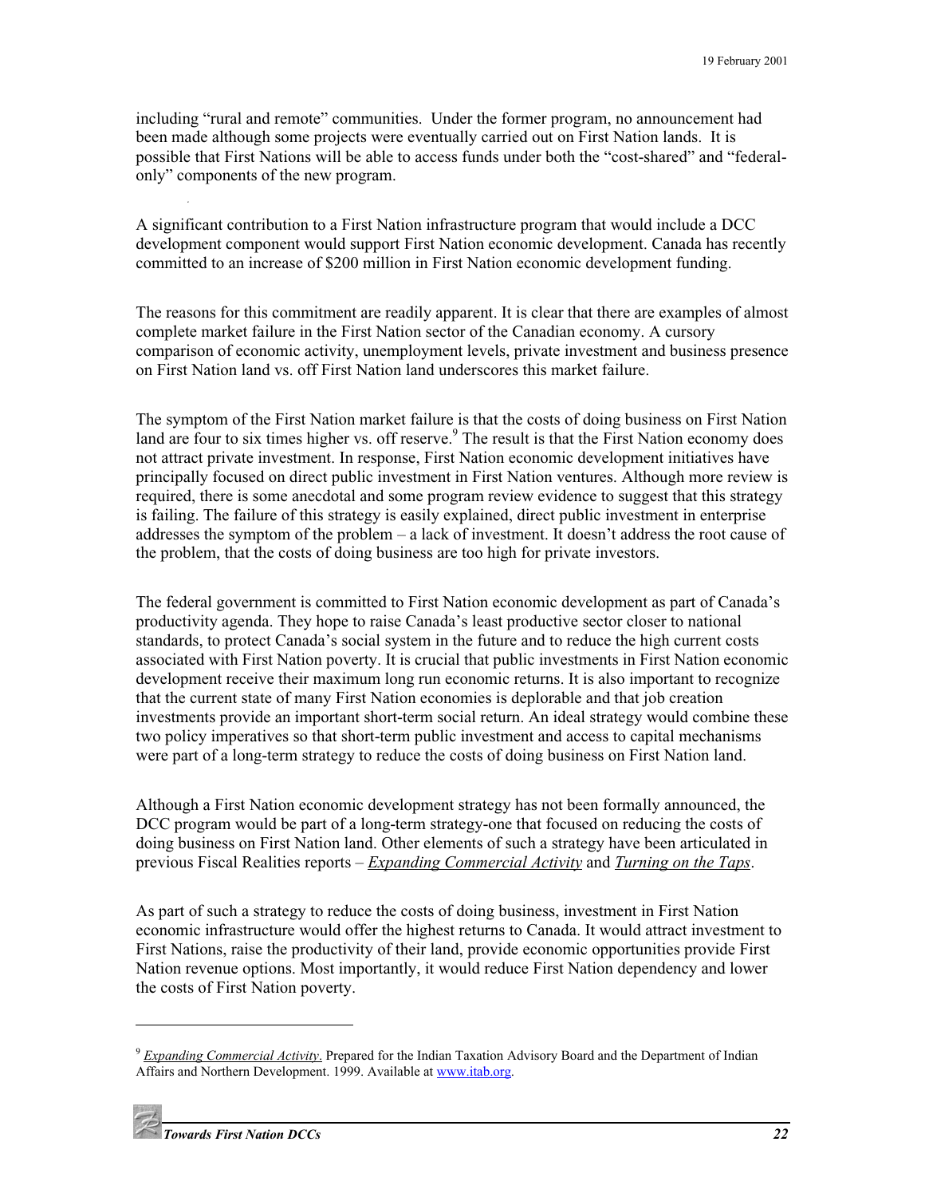including "rural and remote" communities. Under the former program, no announcement had been made although some projects were eventually carried out on First Nation lands. It is possible that First Nations will be able to access funds under both the "cost-shared" and "federal-only" components of the new program.

A significant contribution to a First Nation infrastructure program that would include a DCC development component would support First Nation economic development. Canada has recently committed to an increase of $200 million in First Nation economic development funding.

The reasons for this commitment are readily apparent. It is clear that there are examples of almost complete market failure in the First Nation sector of the Canadian economy. A cursory comparison of economic activity, unemployment levels, private investment and business presence on First Nation land vs. off First Nation land underscores this market failure.

The symptom of the First Nation market failure is that the costs of doing business on First Nation land are four to six times higher vs. off reserve.[9] The result is that the First Nation economy does not attract private investment. In response, First Nation economic development initiatives have principally focused on direct public investment in First Nation ventures. Although more review is required, there is some anecdotal and some program review evidence to suggest that this strategy is failing. The failure of this strategy is easily explained, direct public investment in enterprise addresses the symptom of the problem – a lack of investment. It doesn't address the root cause of the problem, that the costs of doing business are too high for private investors.

The federal government is committed to First Nation economic development as part of Canada's productivity agenda. They hope to raise Canada's least productive sector closer to national standards, to protect Canada's social system in the future and to reduce the high current costs associated with First Nation poverty. It is crucial that public investments in First Nation economic development receive their maximum long run economic returns. It is also important to recognize that the current state of many First Nation economies is deplorable and that job creation investments provide an important short-term social return. An ideal strategy would combine these two policy imperatives so that short-term public investment and access to capital mechanisms were part of a long-term strategy to reduce the costs of doing business on First Nation land.

Although a First Nation economic development strategy has not been formally announced, the DCC program would be part of a long-term strategy-one that focused on reducing the costs of doing business on First Nation land. Other elements of such a strategy have been articulated in previous Fiscal Realities reports – *Expanding Commercial Activity* and *Turning on the Taps*.

As part of such a strategy to reduce the costs of doing business, investment in First Nation economic infrastructure would offer the highest returns to Canada. It would attract investment to First Nations, raise the productivity of their land, provide economic opportunities provide First Nation revenue options. Most importantly, it would reduce First Nation dependency and lower the costs of First Nation poverty.

---

[9] *Expanding Commercial Activity*. Prepared for the Indian Taxation Advisory Board and the Department of Indian Affairs and Northern Development. 1999. Available at www.itab.org.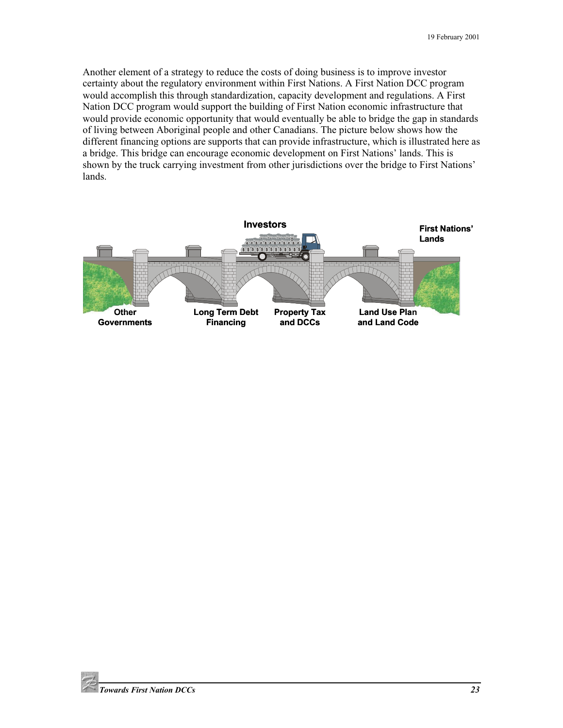Another element of a strategy to reduce the costs of doing business is to improve investor certainty about the regulatory environment within First Nations. A First Nation DCC program would accomplish this through standardization, capacity development and regulations. A First Nation DCC program would support the building of First Nation economic infrastructure that would provide economic opportunity that would eventually be able to bridge the gap in standards of living between Aboriginal people and other Canadians. The picture below shows how the different financing options are supports that can provide infrastructure, which is illustrated here as a bridge. This bridge can encourage economic development on First Nations' lands. This is shown by the truck carrying investment from other jurisdictions over the bridge to First Nations' lands.

Investors

First Nations' Lands

Other Governments

Long Term Debt Financing

Property Tax and DCCs

Land Use Plan and Land Code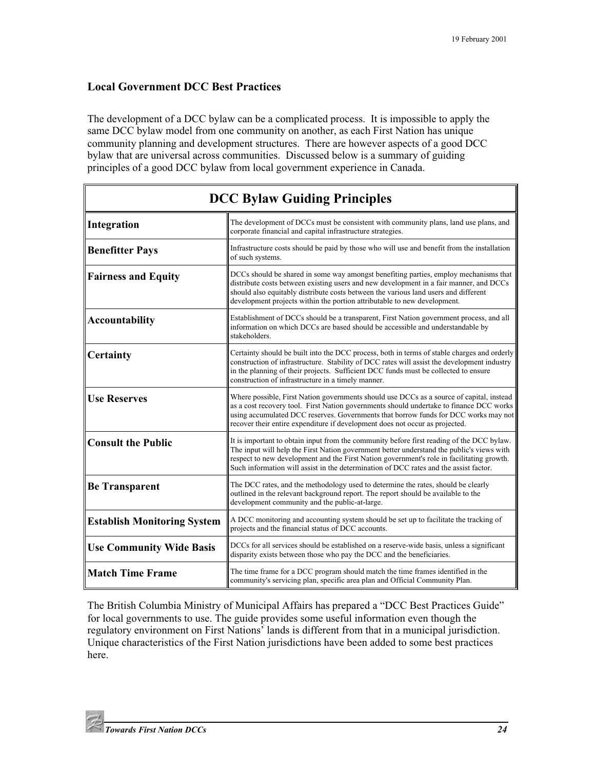### Local Government DCC Best Practices

The development of a DCC bylaw can be a complicated process. It is impossible to apply the same DCC bylaw model from one community on another, as each First Nation has unique community planning and development structures. There are however aspects of a good DCC bylaw that are universal across communities. Discussed below is a summary of guiding principles of a good DCC bylaw from local government experience in Canada.

| DCC Bylaw Guiding Principles | |
|---|---|
| **Integration** | The development of DCCs must be consistent with community plans, land use plans, and corporate financial and capital infrastructure strategies. |
| **Benefitter Pays** | Infrastructure costs should be paid by those who will use and benefit from the installation of such systems. |
| **Fairness and Equity** | DCCs should be shared in some way amongst benefiting parties, employ mechanisms that distribute costs between existing users and new development in a fair manner, and DCCs should also equitably distribute costs between the various land users and different development projects within the portion attributable to new development. |
| **Accountability** | Establishment of DCCs should be a transparent, First Nation government process, and all information on which DCCs are based should be accessible and understandable by stakeholders. |
| **Certainty** | Certainty should be built into the DCC process, both in terms of stable charges and orderly construction of infrastructure. Stability of DCC rates will assist the development industry in the planning of their projects. Sufficient DCC funds must be collected to ensure construction of infrastructure in a timely manner. |
| **Use Reserves** | Where possible, First Nation governments should use DCCs as a source of capital, instead as a cost recovery tool. First Nation governments should undertake to finance DCC works using accumulated DCC reserves. Governments that borrow funds for DCC works may not recover their entire expenditure if development does not occur as projected. |
| **Consult the Public** | It is important to obtain input from the community before first reading of the DCC bylaw. The input will help the First Nation government better understand the public's views with respect to new development and the First Nation government's role in facilitating growth. Such information will assist in the determination of DCC rates and the assist factor. |
| **Be Transparent** | The DCC rates, and the methodology used to determine the rates, should be clearly outlined in the relevant background report. The report should be available to the development community and the public-at-large. |
| **Establish Monitoring System** | A DCC monitoring and accounting system should be set up to facilitate the tracking of projects and the financial status of DCC accounts. |
| **Use Community Wide Basis** | DCCs for all services should be established on a reserve-wide basis, unless a significant disparity exists between those who pay the DCC and the beneficiaries. |
| **Match Time Frame** | The time frame for a DCC program should match the time frames identified in the community's servicing plan, specific area plan and Official Community Plan. |

The British Columbia Ministry of Municipal Affairs has prepared a "DCC Best Practices Guide" for local governments to use. The guide provides some useful information even though the regulatory environment on First Nations' lands is different from that in a municipal jurisdiction. Unique characteristics of the First Nation jurisdictions have been added to some best practices here.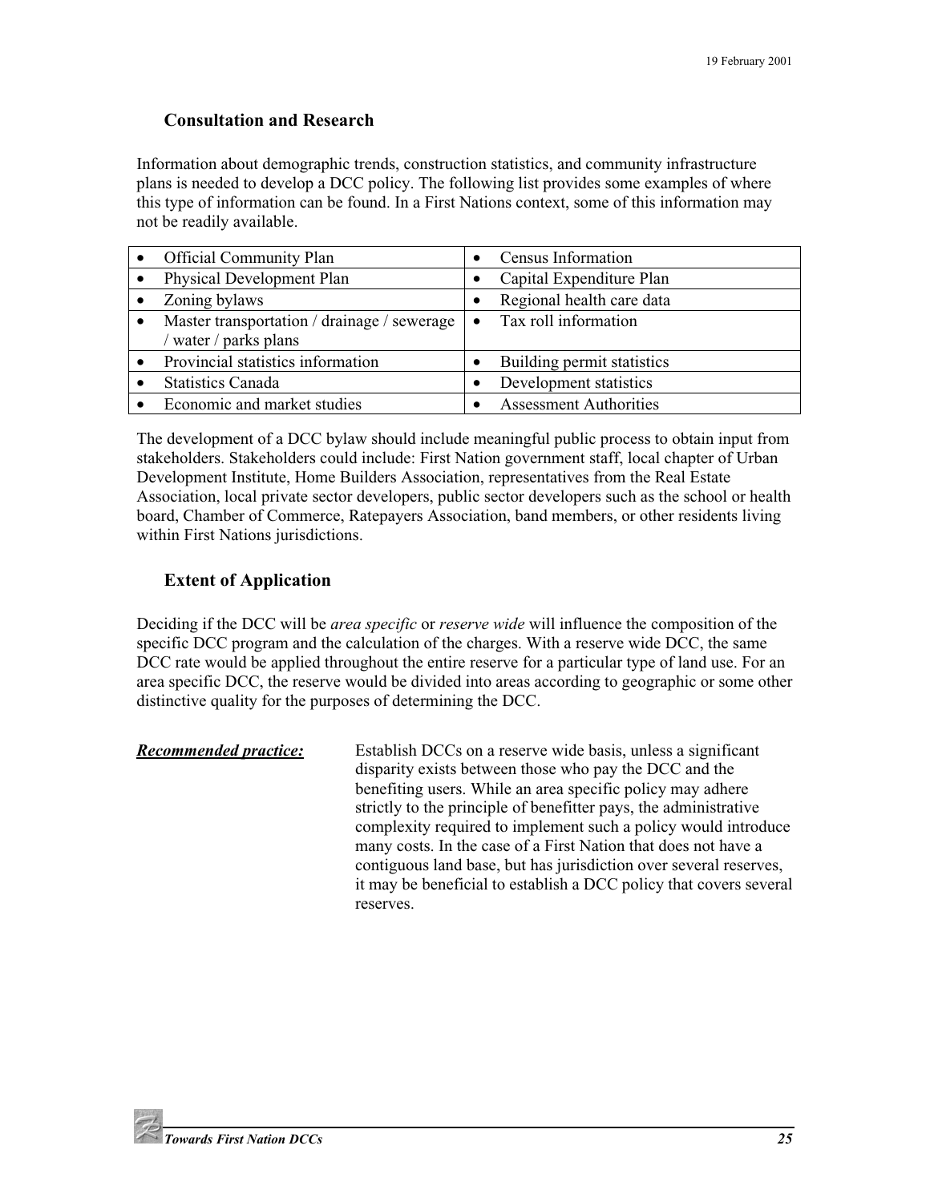### Consultation and Research

Information about demographic trends, construction statistics, and community infrastructure plans is needed to develop a DCC policy. The following list provides some examples of where this type of information can be found. In a First Nations context, some of this information may not be readily available.

| | |
|---|---|
| • Official Community Plan | • Census Information |
| • Physical Development Plan | • Capital Expenditure Plan |
| • Zoning bylaws | • Regional health care data |
| • Master transportation / drainage / sewerage / water / parks plans | • Tax roll information |
| • Provincial statistics information | • Building permit statistics |
| • Statistics Canada | • Development statistics |
| • Economic and market studies | • Assessment Authorities |

The development of a DCC bylaw should include meaningful public process to obtain input from stakeholders. Stakeholders could include: First Nation government staff, local chapter of Urban Development Institute, Home Builders Association, representatives from the Real Estate Association, local private sector developers, public sector developers such as the school or health board, Chamber of Commerce, Ratepayers Association, band members, or other residents living within First Nations jurisdictions.

### Extent of Application

Deciding if the DCC will be *area specific* or *reserve wide* will influence the composition of the specific DCC program and the calculation of the charges. With a reserve wide DCC, the same DCC rate would be applied throughout the entire reserve for a particular type of land use. For an area specific DCC, the reserve would be divided into areas according to geographic or some other distinctive quality for the purposes of determining the DCC.

***Recommended practice:*** Establish DCCs on a reserve wide basis, unless a significant disparity exists between those who pay the DCC and the benefiting users. While an area specific policy may adhere strictly to the principle of benefitter pays, the administrative complexity required to implement such a policy would introduce many costs. In the case of a First Nation that does not have a contiguous land base, but has jurisdiction over several reserves, it may be beneficial to establish a DCC policy that covers several reserves.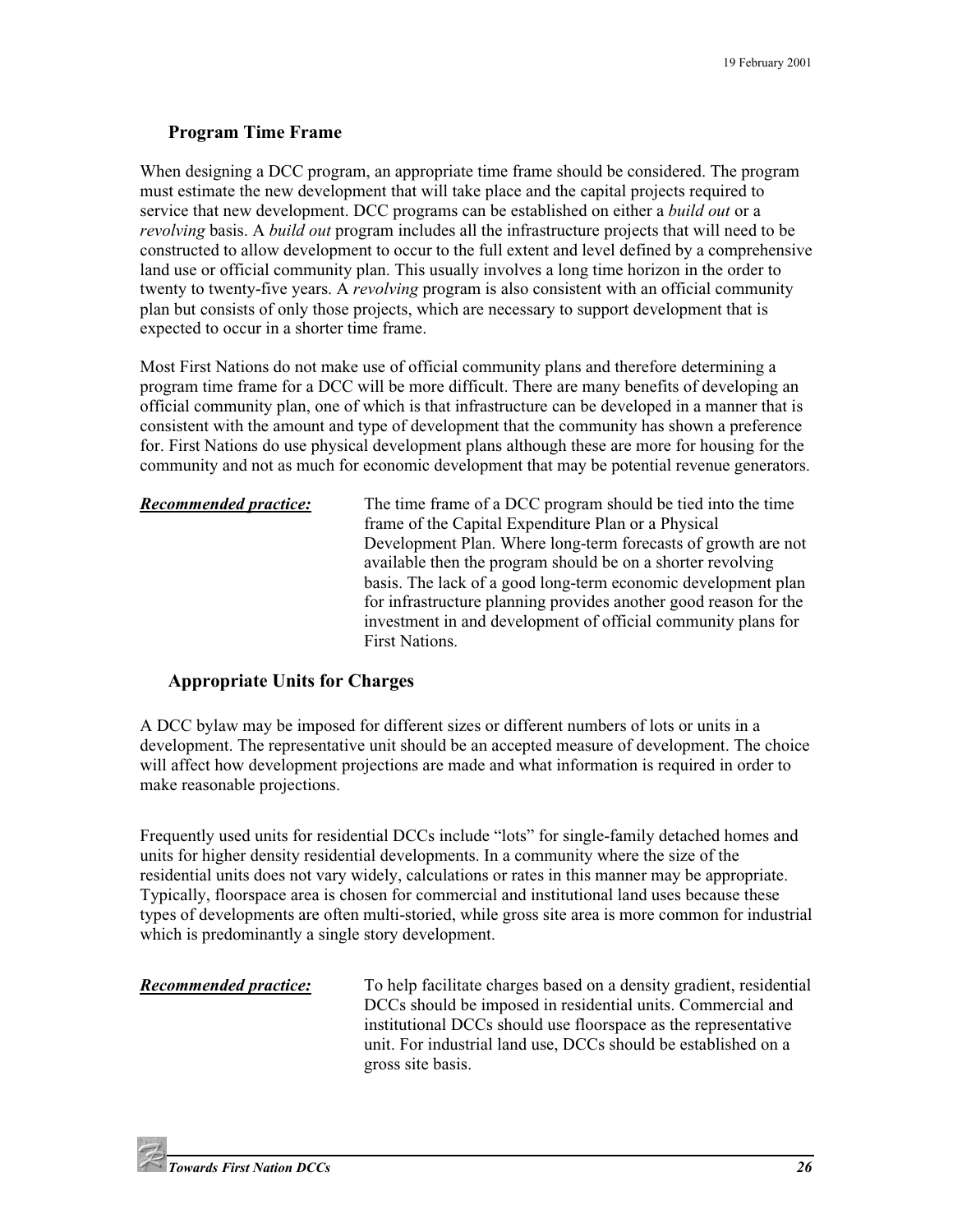## Program Time Frame

When designing a DCC program, an appropriate time frame should be considered. The program must estimate the new development that will take place and the capital projects required to service that new development. DCC programs can be established on either a *build out* or a *revolving* basis. A *build out* program includes all the infrastructure projects that will need to be constructed to allow development to occur to the full extent and level defined by a comprehensive land use or official community plan. This usually involves a long time horizon in the order to twenty to twenty-five years. A *revolving* program is also consistent with an official community plan but consists of only those projects, which are necessary to support development that is expected to occur in a shorter time frame.

Most First Nations do not make use of official community plans and therefore determining a program time frame for a DCC will be more difficult. There are many benefits of developing an official community plan, one of which is that infrastructure can be developed in a manner that is consistent with the amount and type of development that the community has shown a preference for. First Nations do use physical development plans although these are more for housing for the community and not as much for economic development that may be potential revenue generators.

***Recommended practice:*** The time frame of a DCC program should be tied into the time frame of the Capital Expenditure Plan or a Physical Development Plan. Where long-term forecasts of growth are not available then the program should be on a shorter revolving basis. The lack of a good long-term economic development plan for infrastructure planning provides another good reason for the investment in and development of official community plans for First Nations.

## Appropriate Units for Charges

A DCC bylaw may be imposed for different sizes or different numbers of lots or units in a development. The representative unit should be an accepted measure of development. The choice will affect how development projections are made and what information is required in order to make reasonable projections.

Frequently used units for residential DCCs include "lots" for single-family detached homes and units for higher density residential developments. In a community where the size of the residential units does not vary widely, calculations or rates in this manner may be appropriate. Typically, floorspace area is chosen for commercial and institutional land uses because these types of developments are often multi-storied, while gross site area is more common for industrial which is predominantly a single story development.

***Recommended practice:*** To help facilitate charges based on a density gradient, residential DCCs should be imposed in residential units. Commercial and institutional DCCs should use floorspace as the representative unit. For industrial land use, DCCs should be established on a gross site basis.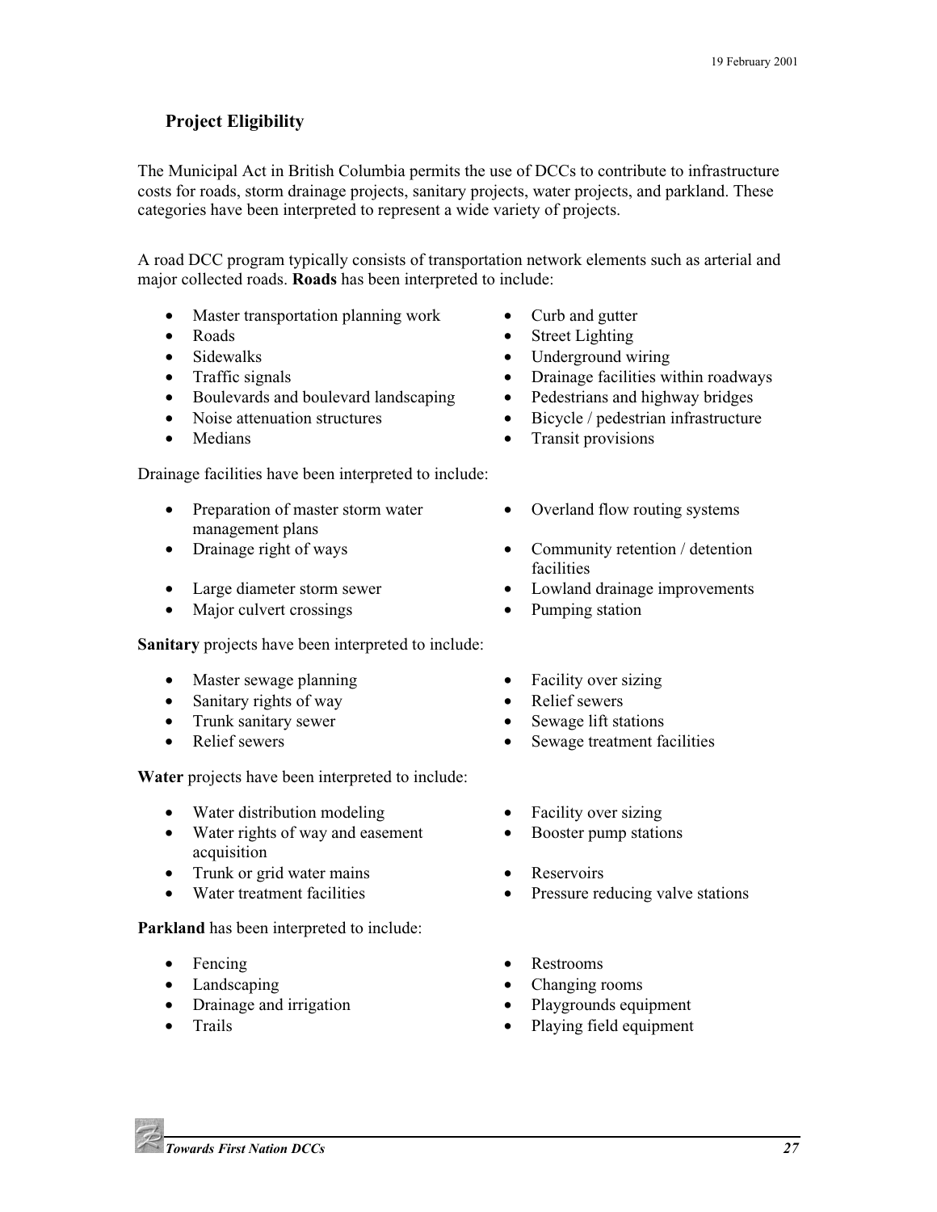## Project Eligibility

The Municipal Act in British Columbia permits the use of DCCs to contribute to infrastructure costs for roads, storm drainage projects, sanitary projects, water projects, and parkland. These categories have been interpreted to represent a wide variety of projects.

A road DCC program typically consists of transportation network elements such as arterial and major collected roads. **Roads** has been interpreted to include:

- Master transportation planning work
- Roads
- Sidewalks
- Traffic signals
- Boulevards and boulevard landscaping
- Noise attenuation structures
- Medians
- Curb and gutter
- Street Lighting
- Underground wiring
- Drainage facilities within roadways
- Pedestrians and highway bridges
- Bicycle / pedestrian infrastructure
- Transit provisions

Drainage facilities have been interpreted to include:

- Preparation of master storm water management plans
- Drainage right of ways
- Large diameter storm sewer
- Major culvert crossings
- Overland flow routing systems
- Community retention / detention facilities
- Lowland drainage improvements
- Pumping station

**Sanitary** projects have been interpreted to include:

- Master sewage planning
- Sanitary rights of way
- Trunk sanitary sewer
- Relief sewers
- Facility over sizing
- Relief sewers
- Sewage lift stations
- Sewage treatment facilities

**Water** projects have been interpreted to include:

- Water distribution modeling
- Water rights of way and easement acquisition
- Trunk or grid water mains
- Water treatment facilities
- Facility over sizing
- Booster pump stations
- Reservoirs
- Pressure reducing valve stations

**Parkland** has been interpreted to include:

- Fencing
- Landscaping
- Drainage and irrigation
- Trails
- Restrooms
- Changing rooms
- Playgrounds equipment
- Playing field equipment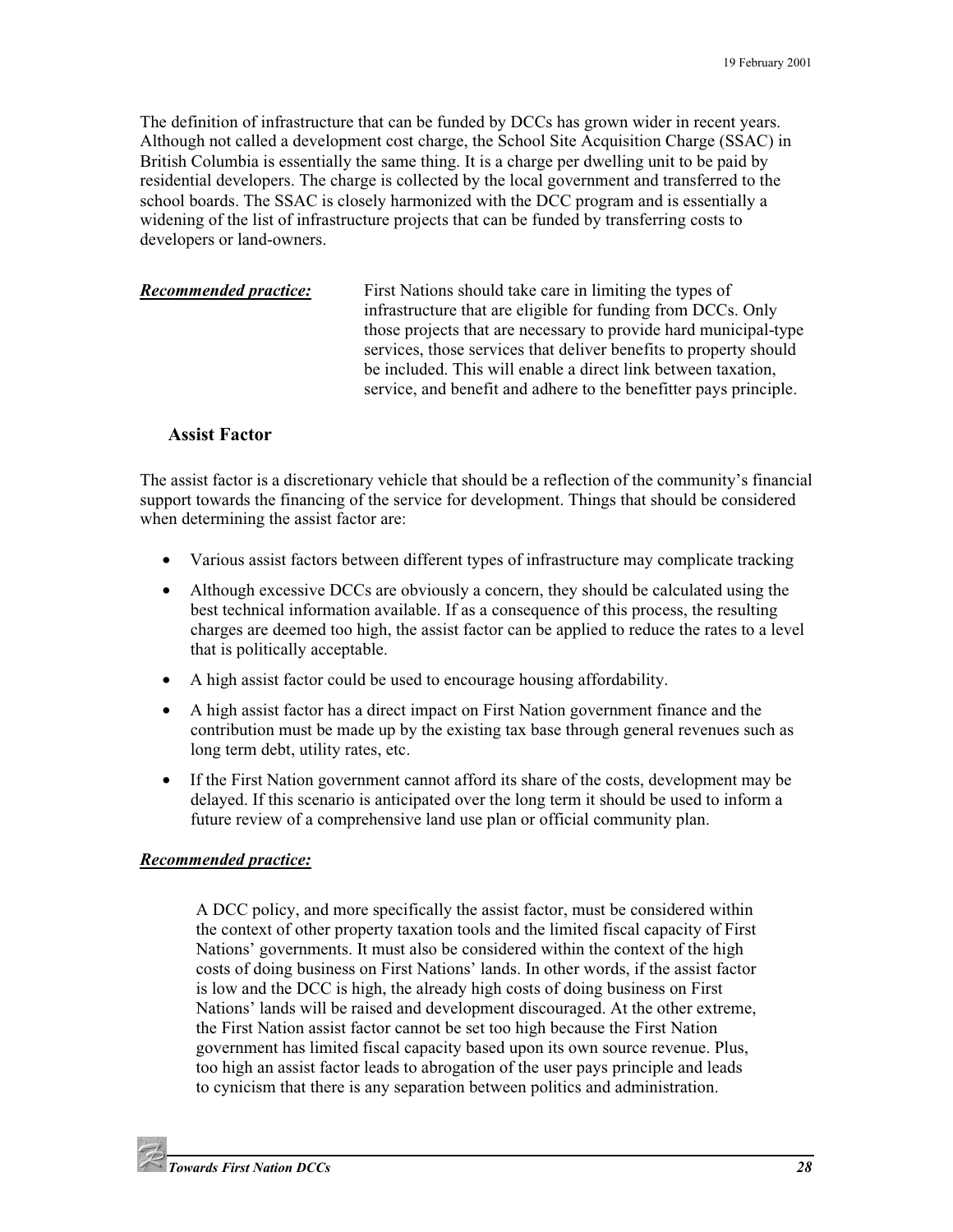The definition of infrastructure that can be funded by DCCs has grown wider in recent years. Although not called a development cost charge, the School Site Acquisition Charge (SSAC) in British Columbia is essentially the same thing. It is a charge per dwelling unit to be paid by residential developers. The charge is collected by the local government and transferred to the school boards. The SSAC is closely harmonized with the DCC program and is essentially a widening of the list of infrastructure projects that can be funded by transferring costs to developers or land-owners.

***Recommended practice:*** First Nations should take care in limiting the types of infrastructure that are eligible for funding from DCCs. Only those projects that are necessary to provide hard municipal-type services, those services that deliver benefits to property should be included. This will enable a direct link between taxation, service, and benefit and adhere to the benefitter pays principle.

### Assist Factor

The assist factor is a discretionary vehicle that should be a reflection of the community's financial support towards the financing of the service for development. Things that should be considered when determining the assist factor are:

- Various assist factors between different types of infrastructure may complicate tracking
- Although excessive DCCs are obviously a concern, they should be calculated using the best technical information available. If as a consequence of this process, the resulting charges are deemed too high, the assist factor can be applied to reduce the rates to a level that is politically acceptable.
- A high assist factor could be used to encourage housing affordability.
- A high assist factor has a direct impact on First Nation government finance and the contribution must be made up by the existing tax base through general revenues such as long term debt, utility rates, etc.
- If the First Nation government cannot afford its share of the costs, development may be delayed. If this scenario is anticipated over the long term it should be used to inform a future review of a comprehensive land use plan or official community plan.

***Recommended practice:***

A DCC policy, and more specifically the assist factor, must be considered within the context of other property taxation tools and the limited fiscal capacity of First Nations' governments. It must also be considered within the context of the high costs of doing business on First Nations' lands. In other words, if the assist factor is low and the DCC is high, the already high costs of doing business on First Nations' lands will be raised and development discouraged. At the other extreme, the First Nation assist factor cannot be set too high because the First Nation government has limited fiscal capacity based upon its own source revenue. Plus, too high an assist factor leads to abrogation of the user pays principle and leads to cynicism that there is any separation between politics and administration.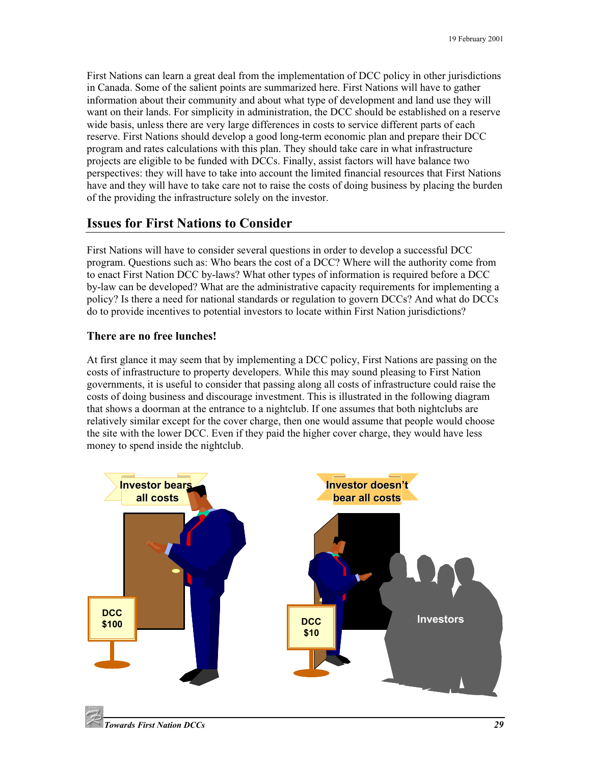First Nations can learn a great deal from the implementation of DCC policy in other jurisdictions in Canada. Some of the salient points are summarized here. First Nations will have to gather information about their community and about what type of development and land use they will want on their lands. For simplicity in administration, the DCC should be established on a reserve wide basis, unless there are very large differences in costs to service different parts of each reserve. First Nations should develop a good long-term economic plan and prepare their DCC program and rates calculations with this plan. They should take care in what infrastructure projects are eligible to be funded with DCCs. Finally, assist factors will have balance two perspectives: they will have to take into account the limited financial resources that First Nations have and they will have to take care not to raise the costs of doing business by placing the burden of the providing the infrastructure solely on the investor.

## Issues for First Nations to Consider

First Nations will have to consider several questions in order to develop a successful DCC program. Questions such as: Who bears the cost of a DCC? Where will the authority come from to enact First Nation DCC by-laws? What other types of information is required before a DCC by-law can be developed? What are the administrative capacity requirements for implementing a policy? Is there a need for national standards or regulation to govern DCCs? And what do DCCs do to provide incentives to potential investors to locate within First Nation jurisdictions?

### There are no free lunches!

At first glance it may seem that by implementing a DCC policy, First Nations are passing on the costs of infrastructure to property developers. While this may sound pleasing to First Nation governments, it is useful to consider that passing along all costs of infrastructure could raise the costs of doing business and discourage investment. This is illustrated in the following diagram that shows a doorman at the entrance to a nightclub. If one assumes that both nightclubs are relatively similar except for the cover charge, then one would assume that people would choose the site with the lower DCC. Even if they paid the higher cover charge, they would have less money to spend inside the nightclub.

Investor bears all costs

DCC $100

Investor doesn't bear all costs

DCC $10

Investors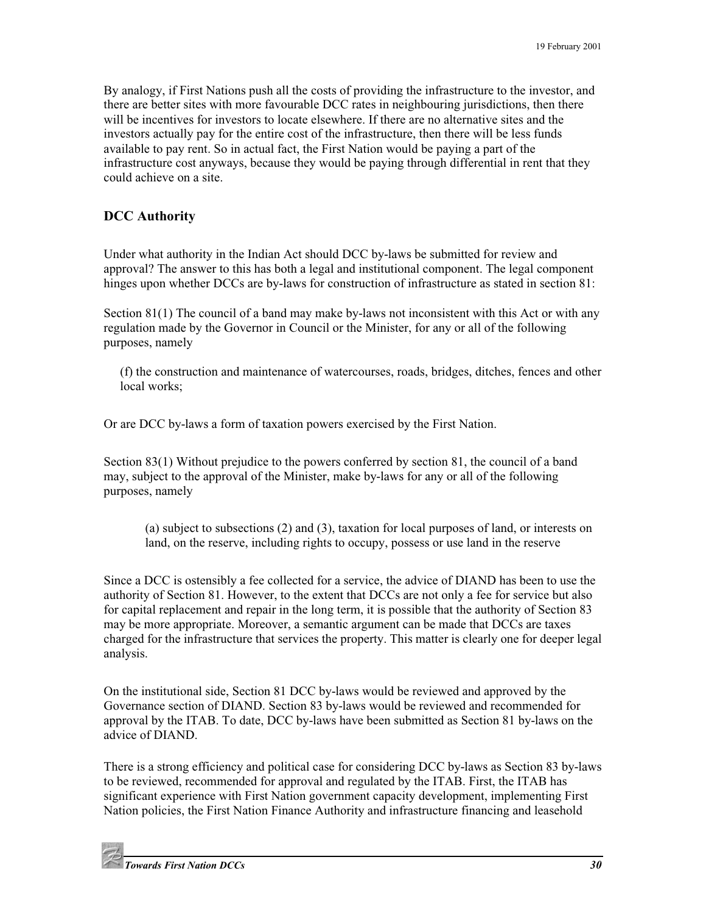By analogy, if First Nations push all the costs of providing the infrastructure to the investor, and there are better sites with more favourable DCC rates in neighbouring jurisdictions, then there will be incentives for investors to locate elsewhere. If there are no alternative sites and the investors actually pay for the entire cost of the infrastructure, then there will be less funds available to pay rent. So in actual fact, the First Nation would be paying a part of the infrastructure cost anyways, because they would be paying through differential in rent that they could achieve on a site.

## DCC Authority

Under what authority in the Indian Act should DCC by-laws be submitted for review and approval? The answer to this has both a legal and institutional component. The legal component hinges upon whether DCCs are by-laws for construction of infrastructure as stated in section 81:

Section 81(1) The council of a band may make by-laws not inconsistent with this Act or with any regulation made by the Governor in Council or the Minister, for any or all of the following purposes, namely

> (f) the construction and maintenance of watercourses, roads, bridges, ditches, fences and other local works;

Or are DCC by-laws a form of taxation powers exercised by the First Nation.

Section 83(1) Without prejudice to the powers conferred by section 81, the council of a band may, subject to the approval of the Minister, make by-laws for any or all of the following purposes, namely

> (a) subject to subsections (2) and (3), taxation for local purposes of land, or interests on land, on the reserve, including rights to occupy, possess or use land in the reserve

Since a DCC is ostensibly a fee collected for a service, the advice of DIAND has been to use the authority of Section 81. However, to the extent that DCCs are not only a fee for service but also for capital replacement and repair in the long term, it is possible that the authority of Section 83 may be more appropriate. Moreover, a semantic argument can be made that DCCs are taxes charged for the infrastructure that services the property. This matter is clearly one for deeper legal analysis.

On the institutional side, Section 81 DCC by-laws would be reviewed and approved by the Governance section of DIAND. Section 83 by-laws would be reviewed and recommended for approval by the ITAB. To date, DCC by-laws have been submitted as Section 81 by-laws on the advice of DIAND.

There is a strong efficiency and political case for considering DCC by-laws as Section 83 by-laws to be reviewed, recommended for approval and regulated by the ITAB. First, the ITAB has significant experience with First Nation government capacity development, implementing First Nation policies, the First Nation Finance Authority and infrastructure financing and leasehold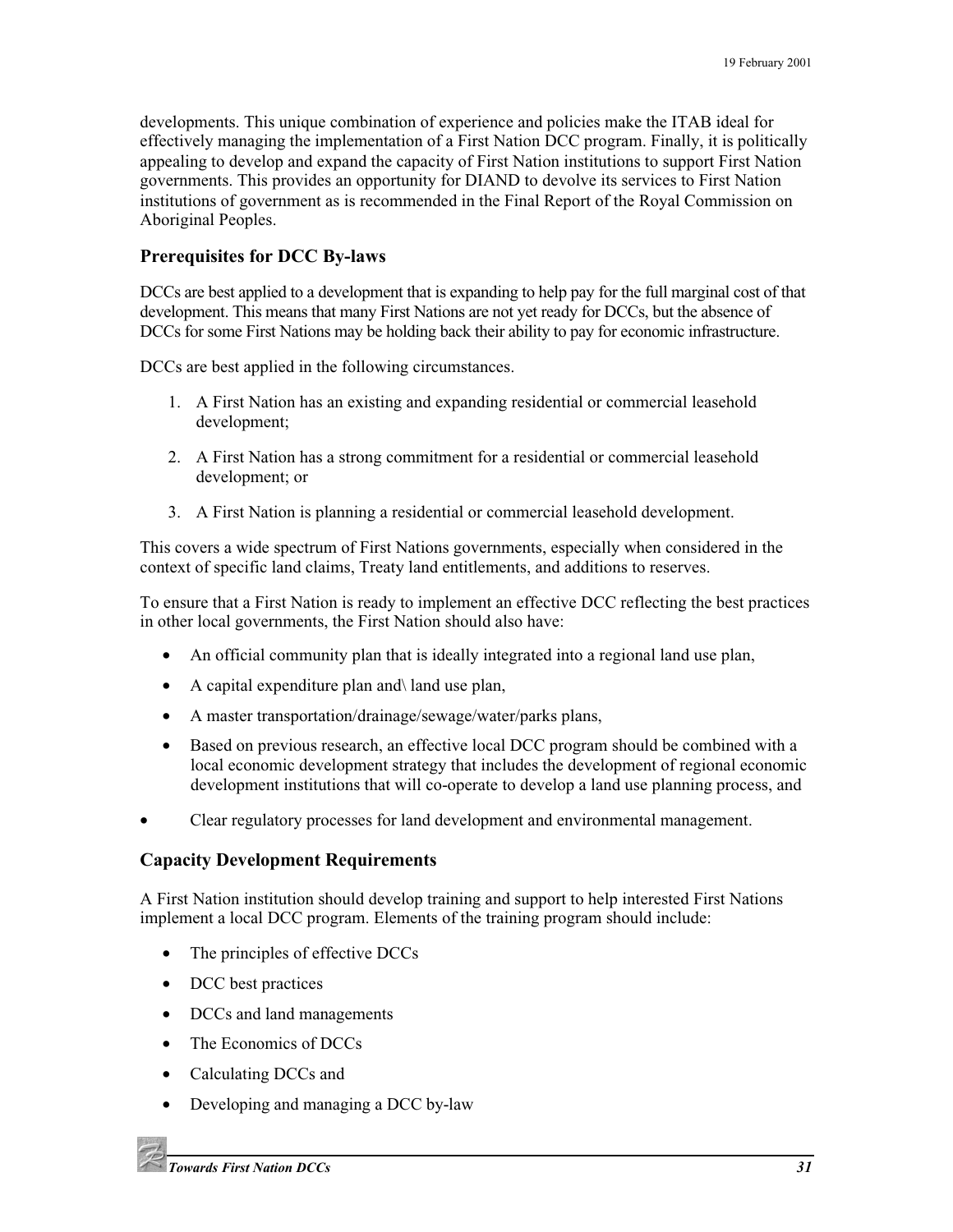developments. This unique combination of experience and policies make the ITAB ideal for effectively managing the implementation of a First Nation DCC program. Finally, it is politically appealing to develop and expand the capacity of First Nation institutions to support First Nation governments. This provides an opportunity for DIAND to devolve its services to First Nation institutions of government as is recommended in the Final Report of the Royal Commission on Aboriginal Peoples.

### Prerequisites for DCC By-laws

DCCs are best applied to a development that is expanding to help pay for the full marginal cost of that development. This means that many First Nations are not yet ready for DCCs, but the absence of DCCs for some First Nations may be holding back their ability to pay for economic infrastructure.

DCCs are best applied in the following circumstances.

1. A First Nation has an existing and expanding residential or commercial leasehold development;
2. A First Nation has a strong commitment for a residential or commercial leasehold development; or
3. A First Nation is planning a residential or commercial leasehold development.

This covers a wide spectrum of First Nations governments, especially when considered in the context of specific land claims, Treaty land entitlements, and additions to reserves.

To ensure that a First Nation is ready to implement an effective DCC reflecting the best practices in other local governments, the First Nation should also have:

- An official community plan that is ideally integrated into a regional land use plan,
- A capital expenditure plan and\ land use plan,
- A master transportation/drainage/sewage/water/parks plans,
- Based on previous research, an effective local DCC program should be combined with a local economic development strategy that includes the development of regional economic development institutions that will co-operate to develop a land use planning process, and
- Clear regulatory processes for land development and environmental management.

### Capacity Development Requirements

A First Nation institution should develop training and support to help interested First Nations implement a local DCC program. Elements of the training program should include:

- The principles of effective DCCs
- DCC best practices
- DCCs and land managements
- The Economics of DCCs
- Calculating DCCs and
- Developing and managing a DCC by-law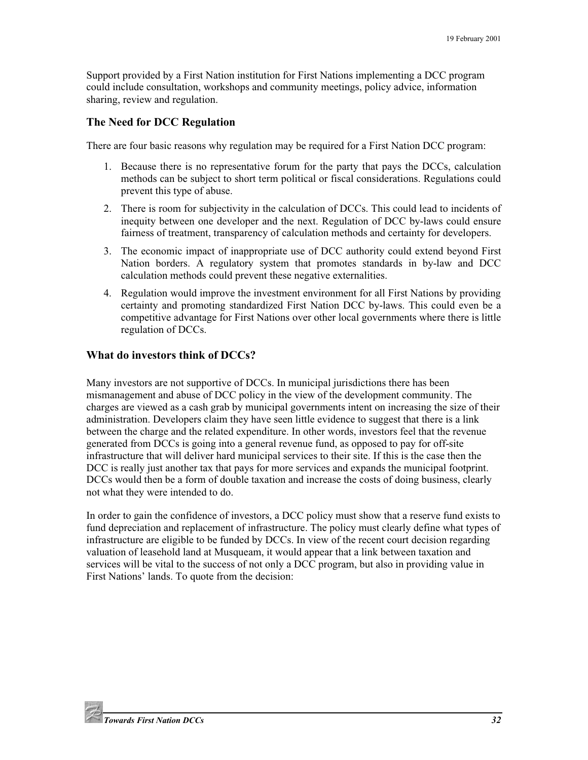Support provided by a First Nation institution for First Nations implementing a DCC program could include consultation, workshops and community meetings, policy advice, information sharing, review and regulation.

### The Need for DCC Regulation

There are four basic reasons why regulation may be required for a First Nation DCC program:

1. Because there is no representative forum for the party that pays the DCCs, calculation methods can be subject to short term political or fiscal considerations. Regulations could prevent this type of abuse.
2. There is room for subjectivity in the calculation of DCCs. This could lead to incidents of inequity between one developer and the next. Regulation of DCC by-laws could ensure fairness of treatment, transparency of calculation methods and certainty for developers.
3. The economic impact of inappropriate use of DCC authority could extend beyond First Nation borders. A regulatory system that promotes standards in by-law and DCC calculation methods could prevent these negative externalities.
4. Regulation would improve the investment environment for all First Nations by providing certainty and promoting standardized First Nation DCC by-laws. This could even be a competitive advantage for First Nations over other local governments where there is little regulation of DCCs.

### What do investors think of DCCs?

Many investors are not supportive of DCCs. In municipal jurisdictions there has been mismanagement and abuse of DCC policy in the view of the development community. The charges are viewed as a cash grab by municipal governments intent on increasing the size of their administration. Developers claim they have seen little evidence to suggest that there is a link between the charge and the related expenditure. In other words, investors feel that the revenue generated from DCCs is going into a general revenue fund, as opposed to pay for off-site infrastructure that will deliver hard municipal services to their site. If this is the case then the DCC is really just another tax that pays for more services and expands the municipal footprint. DCCs would then be a form of double taxation and increase the costs of doing business, clearly not what they were intended to do.

In order to gain the confidence of investors, a DCC policy must show that a reserve fund exists to fund depreciation and replacement of infrastructure. The policy must clearly define what types of infrastructure are eligible to be funded by DCCs. In view of the recent court decision regarding valuation of leasehold land at Musqueam, it would appear that a link between taxation and services will be vital to the success of not only a DCC program, but also in providing value in First Nations' lands. To quote from the decision: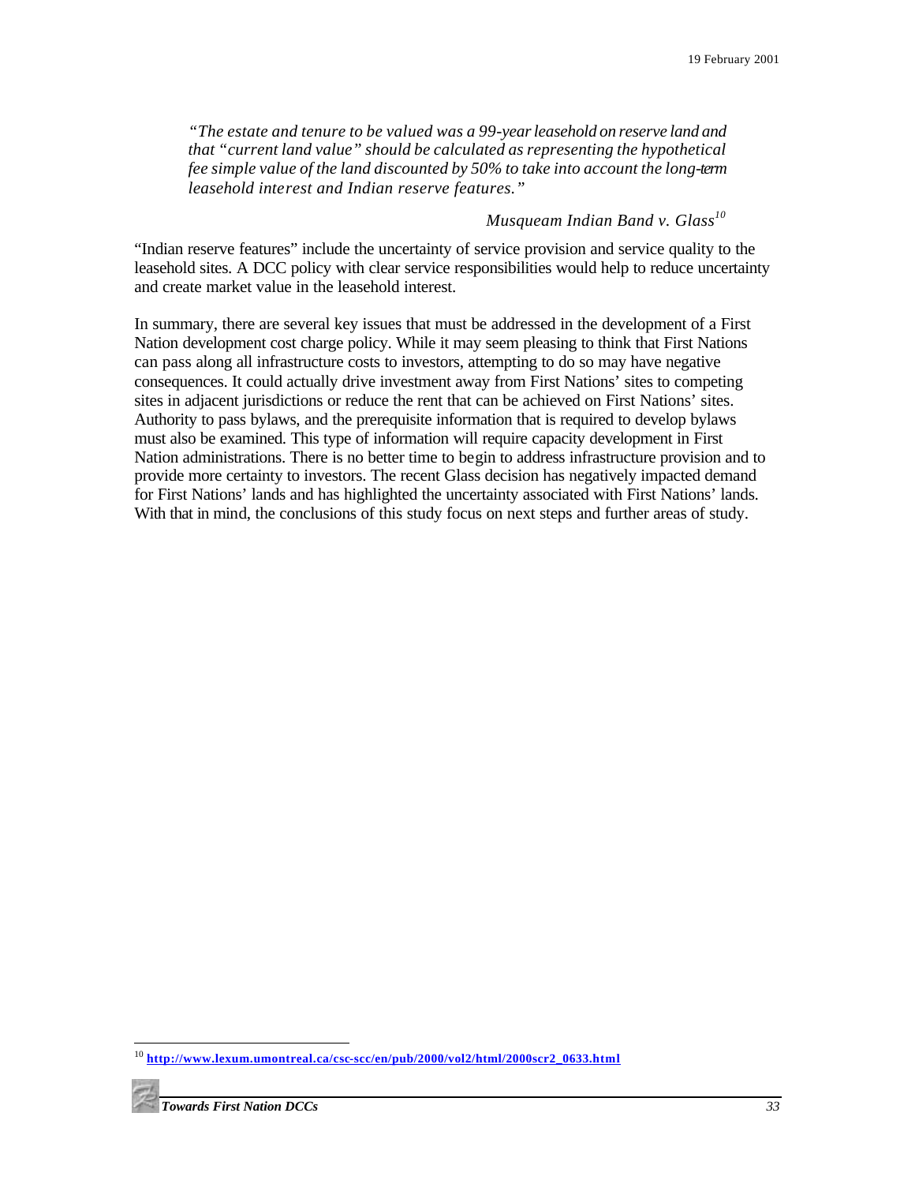*"The estate and tenure to be valued was a 99-year leasehold on reserve land and that "current land value" should be calculated as representing the hypothetical fee simple value of the land discounted by 50% to take into account the long-term leasehold interest and Indian reserve features."*

*Musqueam Indian Band v. Glass*[10]

"Indian reserve features" include the uncertainty of service provision and service quality to the leasehold sites. A DCC policy with clear service responsibilities would help to reduce uncertainty and create market value in the leasehold interest.

In summary, there are several key issues that must be addressed in the development of a First Nation development cost charge policy. While it may seem pleasing to think that First Nations can pass along all infrastructure costs to investors, attempting to do so may have negative consequences. It could actually drive investment away from First Nations' sites to competing sites in adjacent jurisdictions or reduce the rent that can be achieved on First Nations' sites. Authority to pass bylaws, and the prerequisite information that is required to develop bylaws must also be examined. This type of information will require capacity development in First Nation administrations. There is no better time to begin to address infrastructure provision and to provide more certainty to investors. The recent Glass decision has negatively impacted demand for First Nations' lands and has highlighted the uncertainty associated with First Nations' lands. With that in mind, the conclusions of this study focus on next steps and further areas of study.

[10] **http://www.lexum.umontreal.ca/csc-scc/en/pub/2000/vol2/html/2000scr2_0633.html**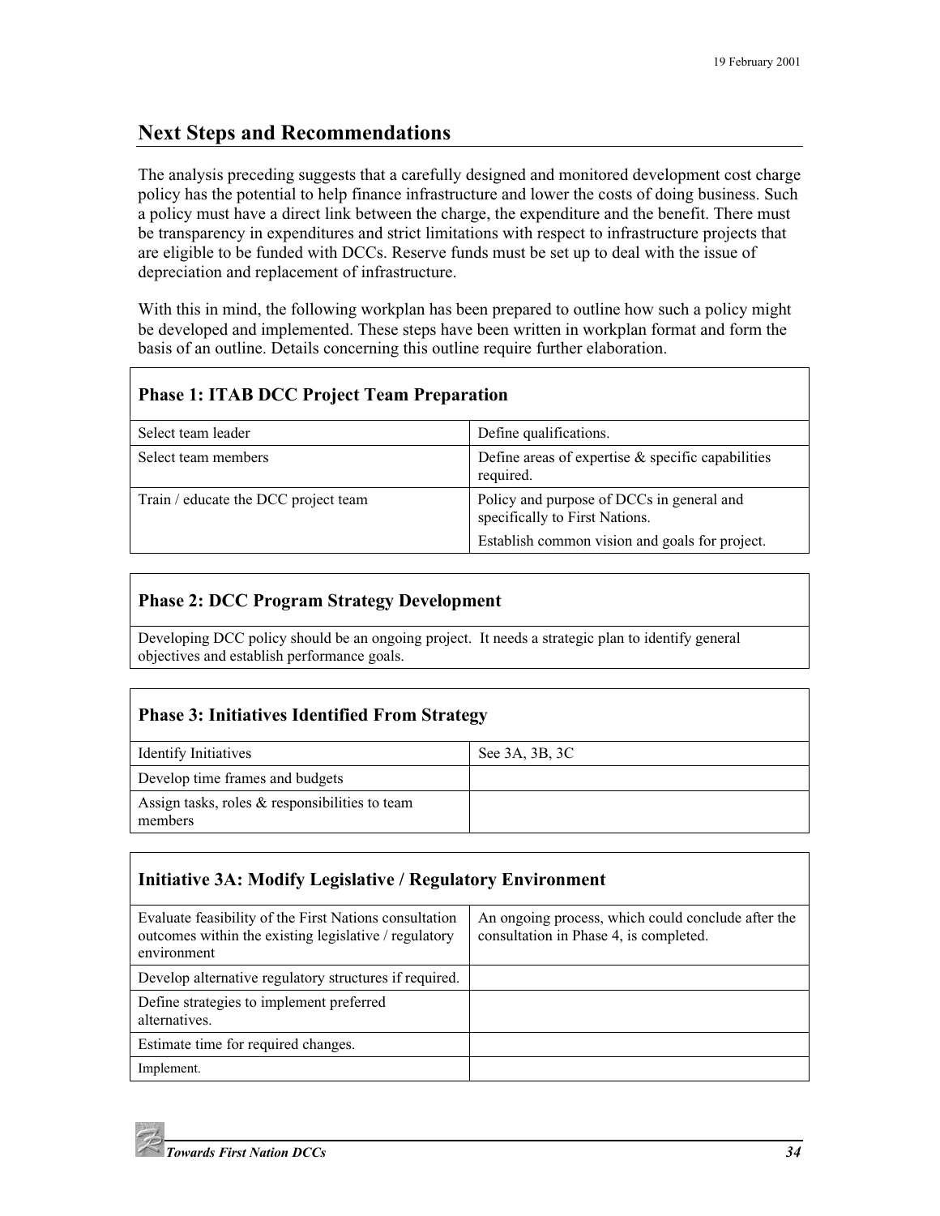## Next Steps and Recommendations

The analysis preceding suggests that a carefully designed and monitored development cost charge policy has the potential to help finance infrastructure and lower the costs of doing business. Such a policy must have a direct link between the charge, the expenditure and the benefit. There must be transparency in expenditures and strict limitations with respect to infrastructure projects that are eligible to be funded with DCCs. Reserve funds must be set up to deal with the issue of depreciation and replacement of infrastructure.

With this in mind, the following workplan has been prepared to outline how such a policy might be developed and implemented. These steps have been written in workplan format and form the basis of an outline. Details concerning this outline require further elaboration.

| **Phase 1: ITAB DCC Project Team Preparation** | |
|---|---|
| Select team leader | Define qualifications. |
| Select team members | Define areas of expertise & specific capabilities required. |
| Train / educate the DCC project team | Policy and purpose of DCCs in general and specifically to First Nations.<br>Establish common vision and goals for project. |

| **Phase 2: DCC Program Strategy Development** |
|---|
| Developing DCC policy should be an ongoing project. It needs a strategic plan to identify general objectives and establish performance goals. |

| **Phase 3: Initiatives Identified From Strategy** | |
|---|---|
| Identify Initiatives | See 3A, 3B, 3C |
| Develop time frames and budgets | |
| Assign tasks, roles & responsibilities to team members | |

| **Initiative 3A: Modify Legislative / Regulatory Environment** | |
|---|---|
| Evaluate feasibility of the First Nations consultation outcomes within the existing legislative / regulatory environment | An ongoing process, which could conclude after the consultation in Phase 4, is completed. |
| Develop alternative regulatory structures if required. | |
| Define strategies to implement preferred alternatives. | |
| Estimate time for required changes. | |
| Implement. | |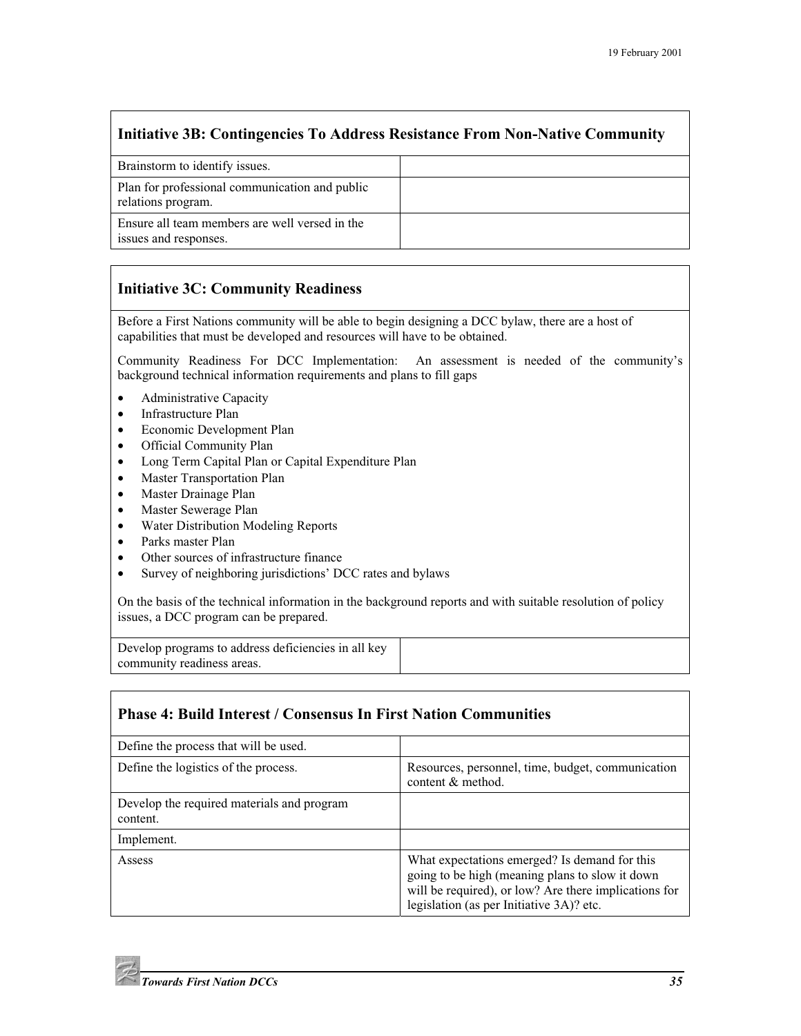## Initiative 3B: Contingencies To Address Resistance From Non-Native Community

| | |
|---|---|
| Brainstorm to identify issues. | |
| Plan for professional communication and public relations program. | |
| Ensure all team members are well versed in the issues and responses. | |

## Initiative 3C: Community Readiness

Before a First Nations community will be able to begin designing a DCC bylaw, there are a host of capabilities that must be developed and resources will have to be obtained.

Community Readiness For DCC Implementation: An assessment is needed of the community's background technical information requirements and plans to fill gaps

- Administrative Capacity
- Infrastructure Plan
- Economic Development Plan
- Official Community Plan
- Long Term Capital Plan or Capital Expenditure Plan
- Master Transportation Plan
- Master Drainage Plan
- Master Sewerage Plan
- Water Distribution Modeling Reports
- Parks master Plan
- Other sources of infrastructure finance
- Survey of neighboring jurisdictions' DCC rates and bylaws

On the basis of the technical information in the background reports and with suitable resolution of policy issues, a DCC program can be prepared.

| | |
|---|---|
| Develop programs to address deficiencies in all key community readiness areas. | |

## Phase 4: Build Interest / Consensus In First Nation Communities

| | |
|---|---|
| Define the process that will be used. | |
| Define the logistics of the process. | Resources, personnel, time, budget, communication content & method. |
| Develop the required materials and program content. | |
| Implement. | |
| Assess | What expectations emerged? Is demand for this going to be high (meaning plans to slow it down will be required), or low? Are there implications for legislation (as per Initiative 3A)? etc. |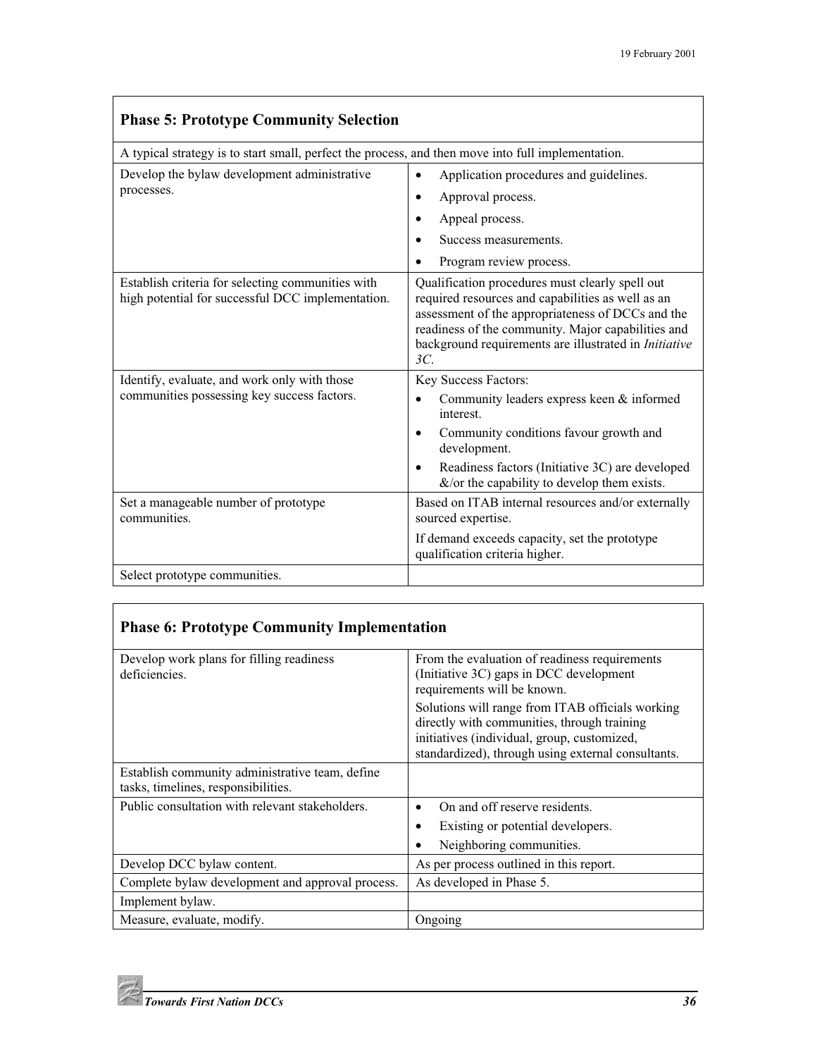| Phase 5: Prototype Community Selection | |
|---|---|
| A typical strategy is to start small, perfect the process, and then move into full implementation. | |
| Develop the bylaw development administrative processes. | • Application procedures and guidelines.<br>• Approval process.<br>• Appeal process.<br>• Success measurements.<br>• Program review process. |
| Establish criteria for selecting communities with high potential for successful DCC implementation. | Qualification procedures must clearly spell out required resources and capabilities as well as an assessment of the appropriateness of DCCs and the readiness of the community. Major capabilities and background requirements are illustrated in *Initiative 3C*. |
| Identify, evaluate, and work only with those communities possessing key success factors. | Key Success Factors:<br>• Community leaders express keen & informed interest.<br>• Community conditions favour growth and development.<br>• Readiness factors (Initiative 3C) are developed &/or the capability to develop them exists. |
| Set a manageable number of prototype communities. | Based on ITAB internal resources and/or externally sourced expertise.<br>If demand exceeds capacity, set the prototype qualification criteria higher. |
| Select prototype communities. | |

| Phase 6: Prototype Community Implementation | |
|---|---|
| Develop work plans for filling readiness deficiencies. | From the evaluation of readiness requirements (Initiative 3C) gaps in DCC development requirements will be known.<br>Solutions will range from ITAB officials working directly with communities, through training initiatives (individual, group, customized, standardized), through using external consultants. |
| Establish community administrative team, define tasks, timelines, responsibilities. | |
| Public consultation with relevant stakeholders. | • On and off reserve residents.<br>• Existing or potential developers.<br>• Neighboring communities. |
| Develop DCC bylaw content. | As per process outlined in this report. |
| Complete bylaw development and approval process. | As developed in Phase 5. |
| Implement bylaw. | |
| Measure, evaluate, modify. | Ongoing |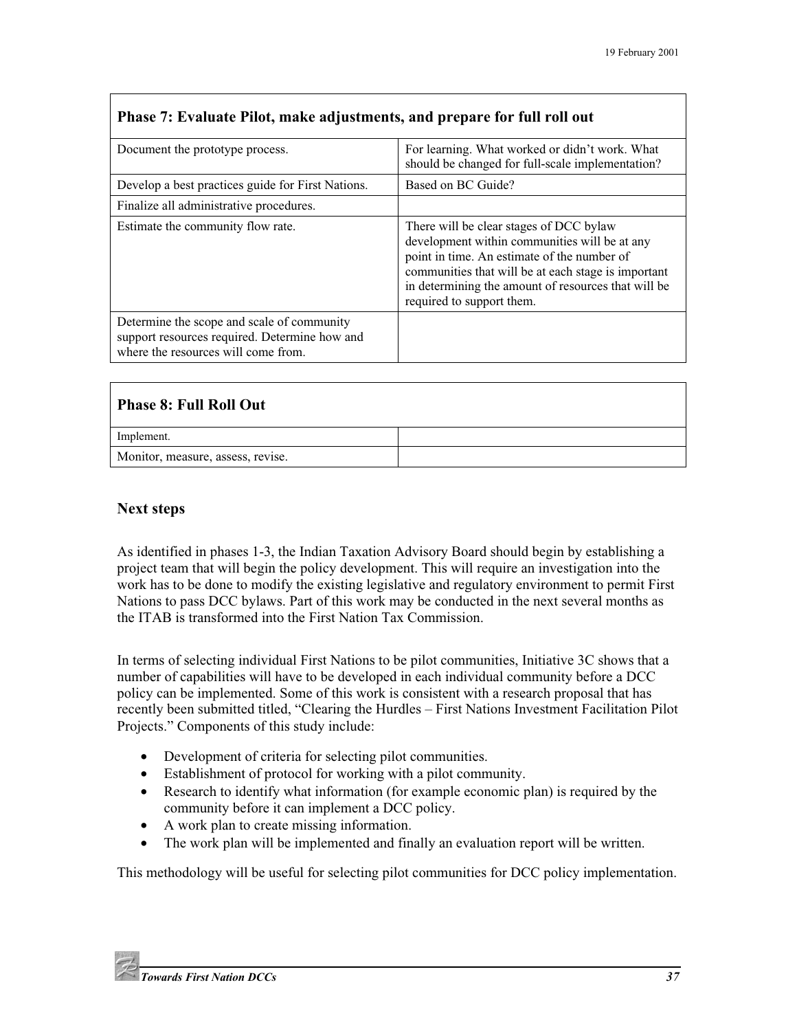| Phase 7: Evaluate Pilot, make adjustments, and prepare for full roll out | |
|---|---|
| Document the prototype process. | For learning. What worked or didn't work. What should be changed for full-scale implementation? |
| Develop a best practices guide for First Nations. | Based on BC Guide? |
| Finalize all administrative procedures. | |
| Estimate the community flow rate. | There will be clear stages of DCC bylaw development within communities will be at any point in time. An estimate of the number of communities that will be at each stage is important in determining the amount of resources that will be required to support them. |
| Determine the scope and scale of community support resources required. Determine how and where the resources will come from. | |

| Phase 8: Full Roll Out | |
|---|---|
| Implement. | |
| Monitor, measure, assess, revise. | |

## Next steps

As identified in phases 1-3, the Indian Taxation Advisory Board should begin by establishing a project team that will begin the policy development. This will require an investigation into the work has to be done to modify the existing legislative and regulatory environment to permit First Nations to pass DCC bylaws. Part of this work may be conducted in the next several months as the ITAB is transformed into the First Nation Tax Commission.

In terms of selecting individual First Nations to be pilot communities, Initiative 3C shows that a number of capabilities will have to be developed in each individual community before a DCC policy can be implemented. Some of this work is consistent with a research proposal that has recently been submitted titled, "Clearing the Hurdles – First Nations Investment Facilitation Pilot Projects." Components of this study include:

- Development of criteria for selecting pilot communities.
- Establishment of protocol for working with a pilot community.
- Research to identify what information (for example economic plan) is required by the community before it can implement a DCC policy.
- A work plan to create missing information.
- The work plan will be implemented and finally an evaluation report will be written.

This methodology will be useful for selecting pilot communities for DCC policy implementation.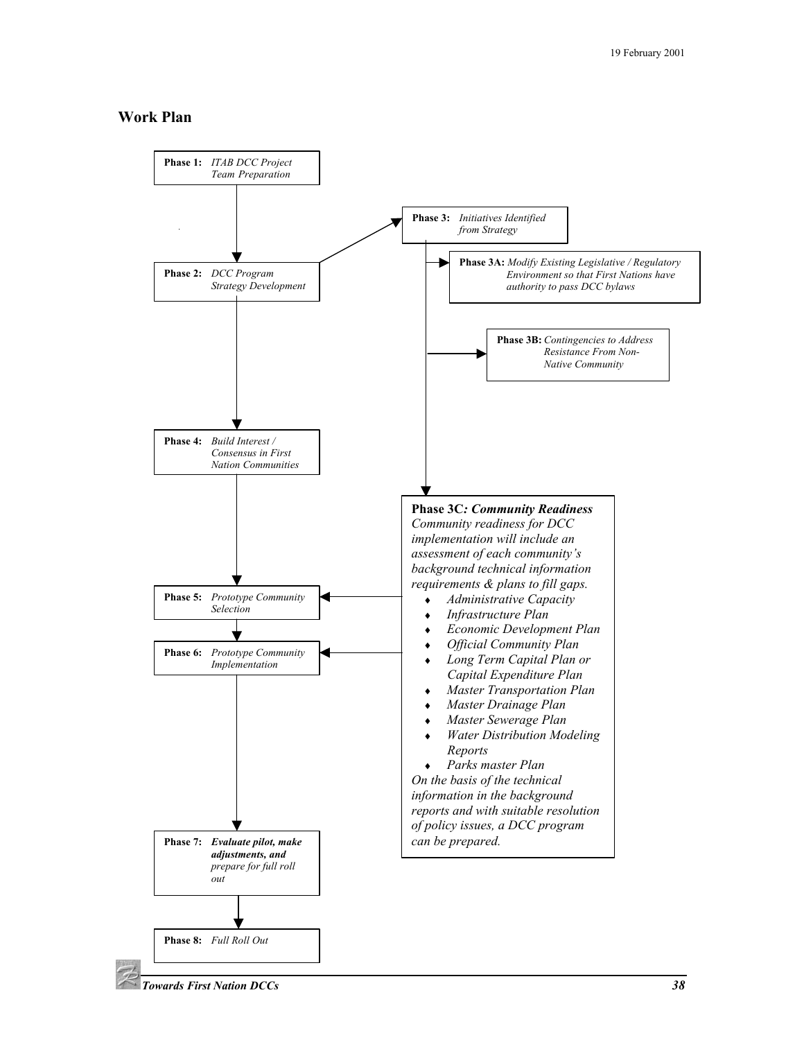## Work Plan

**Phase 1:** *ITAB DCC Project Team Preparation*

**Phase 2:** *DCC Program Strategy Development*

**Phase 3:** *Initiatives Identified from Strategy*

**Phase 3A:** *Modify Existing Legislative / Regulatory Environment so that First Nations have authority to pass DCC bylaws*

**Phase 3B:** *Contingencies to Address Resistance From Non-Native Community*

**Phase 3C*: Community Readiness***
*Community readiness for DCC implementation will include an assessment of each community's background technical information requirements & plans to fill gaps.*

- *Administrative Capacity*
- *Infrastructure Plan*
- *Economic Development Plan*
- *Official Community Plan*
- *Long Term Capital Plan or Capital Expenditure Plan*
- *Master Transportation Plan*
- *Master Drainage Plan*
- *Master Sewerage Plan*
- *Water Distribution Modeling Reports*
- *Parks master Plan*

*On the basis of the technical information in the background reports and with suitable resolution of policy issues, a DCC program can be prepared.*

**Phase 4:** *Build Interest / Consensus in First Nation Communities*

**Phase 5:** *Prototype Community Selection*

**Phase 6:** *Prototype Community Implementation*

**Phase 7:** ***Evaluate pilot, make adjustments, and*** *prepare for full roll out*

**Phase 8:** *Full Roll Out*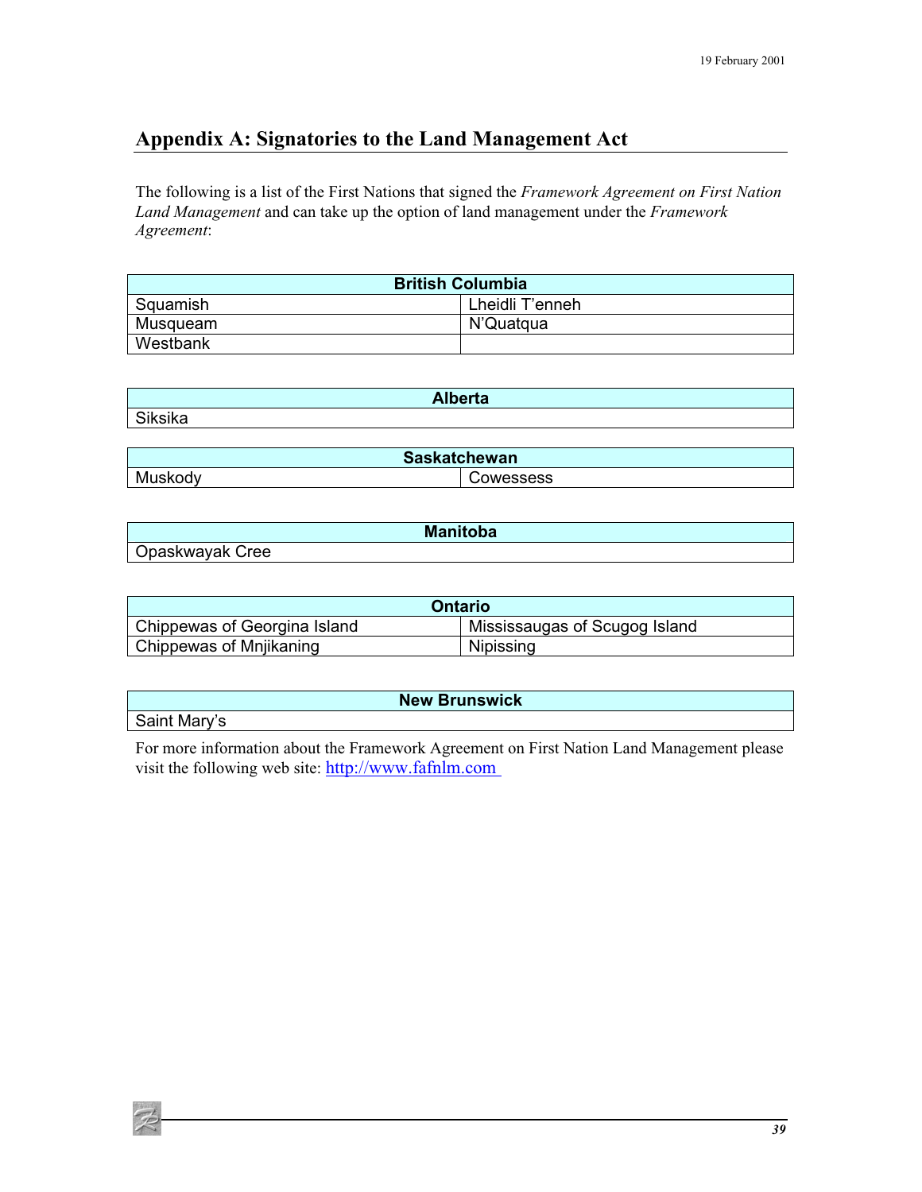## Appendix A: Signatories to the Land Management Act

The following is a list of the First Nations that signed the *Framework Agreement on First Nation Land Management* and can take up the option of land management under the *Framework Agreement*:

| British Columbia | |
|---|---|
| Squamish | Lheidli T'enneh |
| Musqueam | N'Quatqua |
| Westbank | |

| Alberta |
|---|
| Siksika |

| Saskatchewan | |
|---|---|
| Muskody | Cowessess |

| Manitoba |
|---|
| Opaskwayak Cree |

| Ontario | |
|---|---|
| Chippewas of Georgina Island | Mississaugas of Scugog Island |
| Chippewas of Mnjikaning | Nipissing |

| New Brunswick |
|---|
| Saint Mary's |

For more information about the Framework Agreement on First Nation Land Management please visit the following web site: http://www.fafnlm.com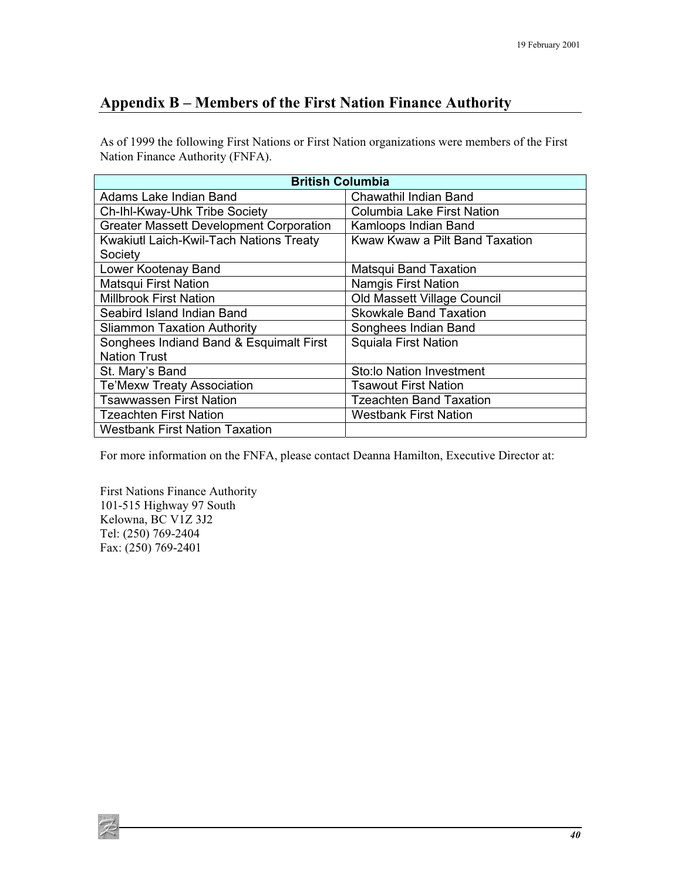## Appendix B – Members of the First Nation Finance Authority

As of 1999 the following First Nations or First Nation organizations were members of the First Nation Finance Authority (FNFA).

| British Columbia | |
|---|---|
| Adams Lake Indian Band | Chawathil Indian Band |
| Ch-Ihl-Kway-Uhk Tribe Society | Columbia Lake First Nation |
| Greater Massett Development Corporation | Kamloops Indian Band |
| Kwakiutl Laich-Kwil-Tach Nations Treaty Society | Kwaw Kwaw a Pilt Band Taxation |
| Lower Kootenay Band | Matsqui Band Taxation |
| Matsqui First Nation | Namgis First Nation |
| Millbrook First Nation | Old Massett Village Council |
| Seabird Island Indian Band | Skowkale Band Taxation |
| Sliammon Taxation Authority | Songhees Indian Band |
| Songhees Indiand Band & Esquimalt First Nation Trust | Squiala First Nation |
| St. Mary's Band | Sto:lo Nation Investment |
| Te'Mexw Treaty Association | Tsawout First Nation |
| Tsawwassen First Nation | Tzeachten Band Taxation |
| Tzeachten First Nation | Westbank First Nation |
| Westbank First Nation Taxation | |

For more information on the FNFA, please contact Deanna Hamilton, Executive Director at:

First Nations Finance Authority
101-515 Highway 97 South
Kelowna, BC V1Z 3J2
Tel: (250) 769-2404
Fax: (250) 769-2401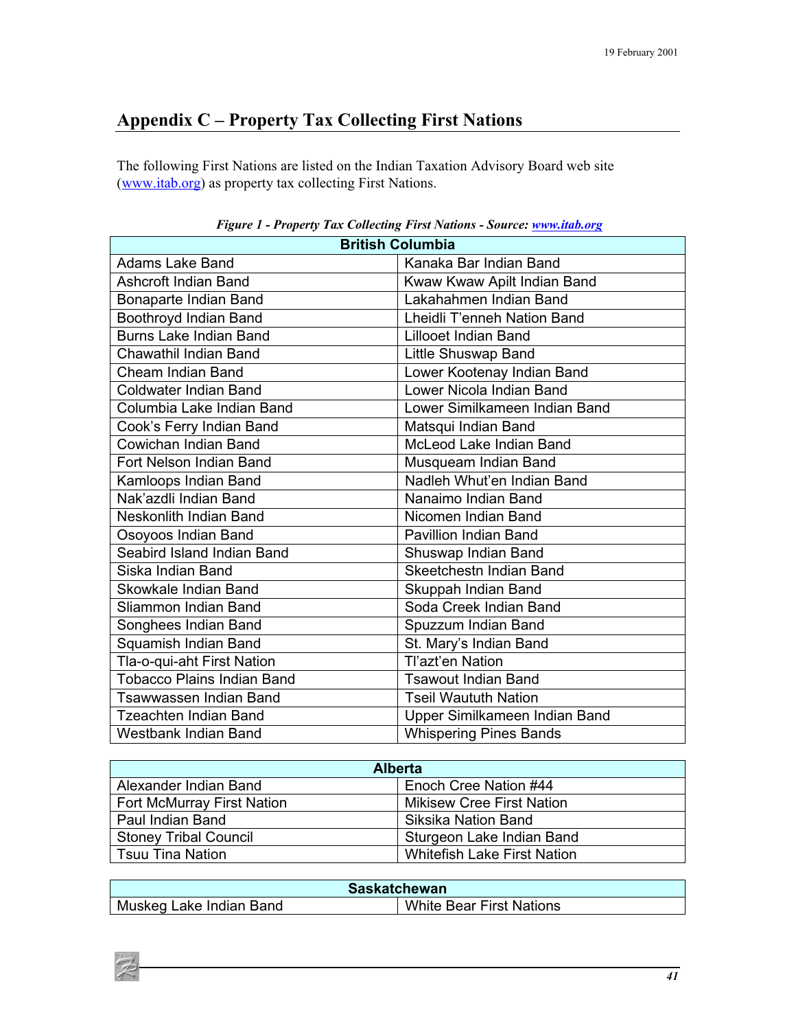## Appendix C – Property Tax Collecting First Nations

The following First Nations are listed on the Indian Taxation Advisory Board web site (www.itab.org) as property tax collecting First Nations.

*Figure 1 - Property Tax Collecting First Nations - Source: www.itab.org*

| British Columbia | |
|---|---|
| Adams Lake Band | Kanaka Bar Indian Band |
| Ashcroft Indian Band | Kwaw Kwaw Apilt Indian Band |
| Bonaparte Indian Band | Lakahahmen Indian Band |
| Boothroyd Indian Band | Lheidli T'enneh Nation Band |
| Burns Lake Indian Band | Lillooet Indian Band |
| Chawathil Indian Band | Little Shuswap Band |
| Cheam Indian Band | Lower Kootenay Indian Band |
| Coldwater Indian Band | Lower Nicola Indian Band |
| Columbia Lake Indian Band | Lower Similkameen Indian Band |
| Cook's Ferry Indian Band | Matsqui Indian Band |
| Cowichan Indian Band | McLeod Lake Indian Band |
| Fort Nelson Indian Band | Musqueam Indian Band |
| Kamloops Indian Band | Nadleh Whut'en Indian Band |
| Nak'azdli Indian Band | Nanaimo Indian Band |
| Neskonlith Indian Band | Nicomen Indian Band |
| Osoyoos Indian Band | Pavillion Indian Band |
| Seabird Island Indian Band | Shuswap Indian Band |
| Siska Indian Band | Skeetchestn Indian Band |
| Skowkale Indian Band | Skuppah Indian Band |
| Sliammon Indian Band | Soda Creek Indian Band |
| Songhees Indian Band | Spuzzum Indian Band |
| Squamish Indian Band | St. Mary's Indian Band |
| Tla-o-qui-aht First Nation | Tl'azt'en Nation |
| Tobacco Plains Indian Band | Tsawout Indian Band |
| Tsawwassen Indian Band | Tseil Waututh Nation |
| Tzeachten Indian Band | Upper Similkameen Indian Band |
| Westbank Indian Band | Whispering Pines Bands |

| Alberta | |
|---|---|
| Alexander Indian Band | Enoch Cree Nation #44 |
| Fort McMurray First Nation | Mikisew Cree First Nation |
| Paul Indian Band | Siksika Nation Band |
| Stoney Tribal Council | Sturgeon Lake Indian Band |
| Tsuu Tina Nation | Whitefish Lake First Nation |

| Saskatchewan | |
|---|---|
| Muskeg Lake Indian Band | White Bear First Nations |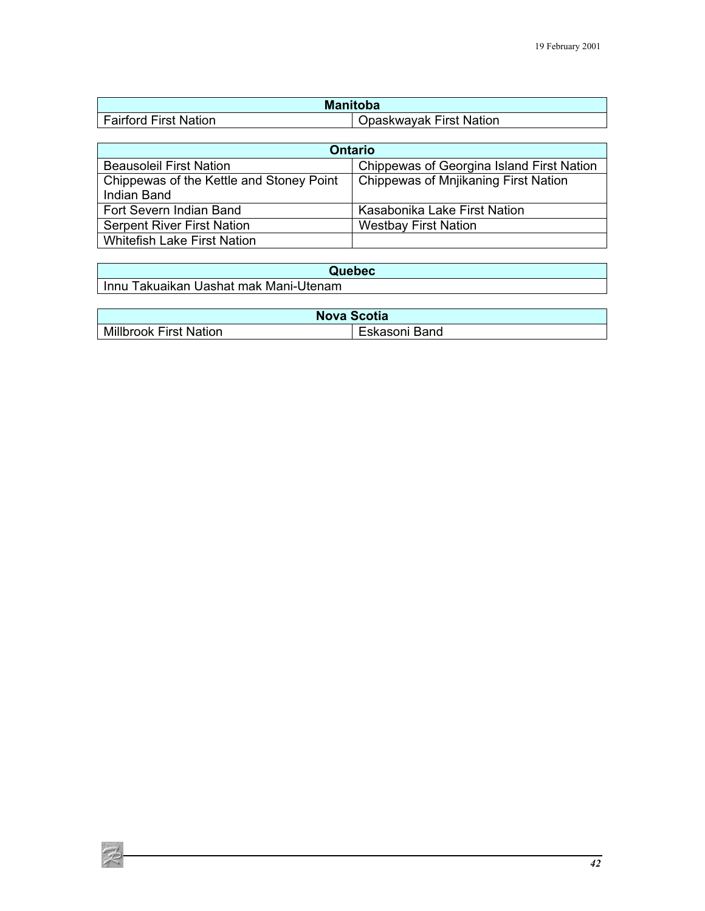| Manitoba | |
|---|---|
| Fairford First Nation | Opaskwayak First Nation |

| Ontario | |
|---|---|
| Beausoleil First Nation | Chippewas of Georgina Island First Nation |
| Chippewas of the Kettle and Stoney Point Indian Band | Chippewas of Mnjikaning First Nation |
| Fort Severn Indian Band | Kasabonika Lake First Nation |
| Serpent River First Nation | Westbay First Nation |
| Whitefish Lake First Nation | |

| Quebec |
|---|
| Innu Takuaikan Uashat mak Mani-Utenam |

| Nova Scotia | |
|---|---|
| Millbrook First Nation | Eskasoni Band |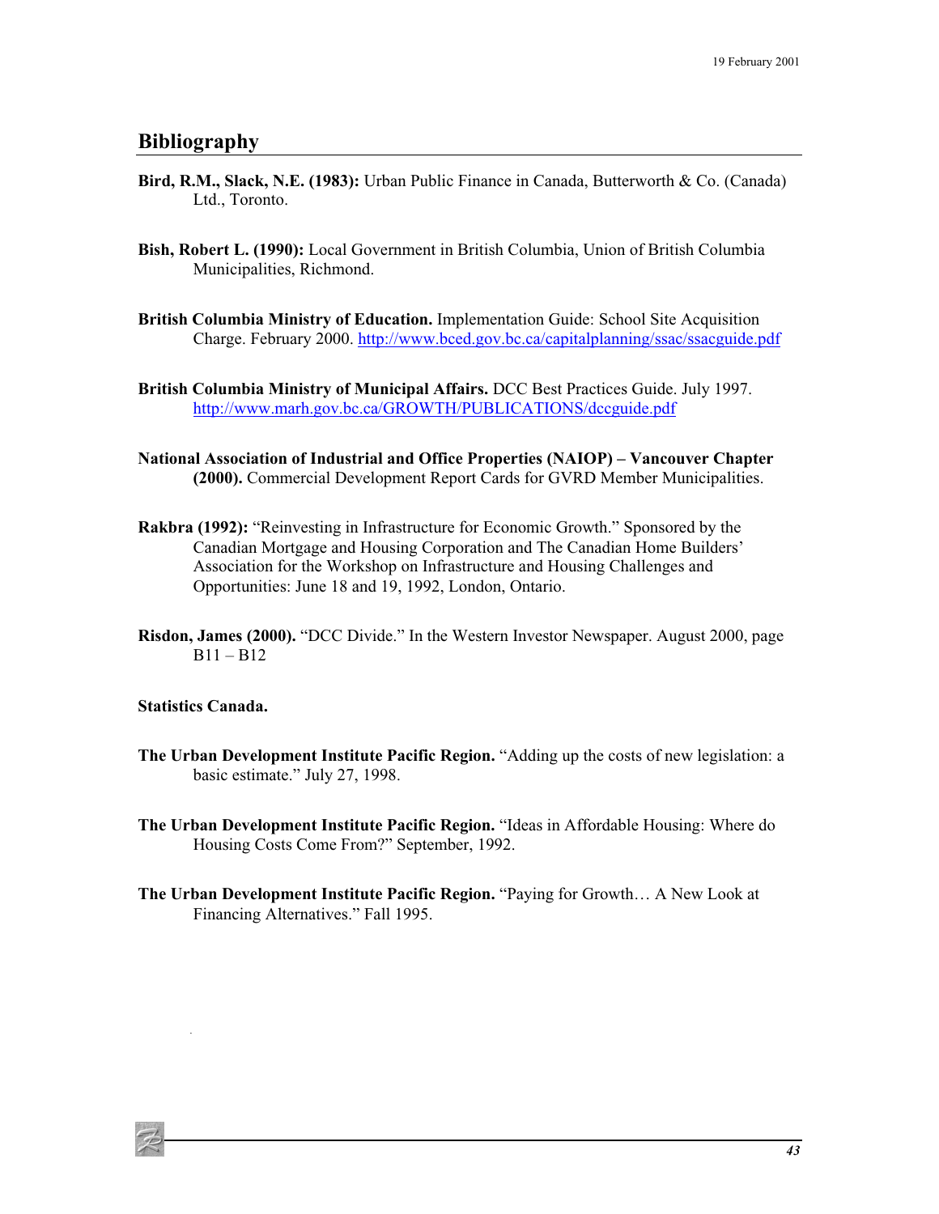## Bibliography

**Bird, R.M., Slack, N.E. (1983):** Urban Public Finance in Canada, Butterworth & Co. (Canada) Ltd., Toronto.

**Bish, Robert L. (1990):** Local Government in British Columbia, Union of British Columbia Municipalities, Richmond.

**British Columbia Ministry of Education.** Implementation Guide: School Site Acquisition Charge. February 2000. http://www.bced.gov.bc.ca/capitalplanning/ssac/ssacguide.pdf

**British Columbia Ministry of Municipal Affairs.** DCC Best Practices Guide. July 1997. http://www.marh.gov.bc.ca/GROWTH/PUBLICATIONS/dccguide.pdf

**National Association of Industrial and Office Properties (NAIOP) – Vancouver Chapter (2000).** Commercial Development Report Cards for GVRD Member Municipalities.

**Rakbra (1992):** "Reinvesting in Infrastructure for Economic Growth." Sponsored by the Canadian Mortgage and Housing Corporation and The Canadian Home Builders' Association for the Workshop on Infrastructure and Housing Challenges and Opportunities: June 18 and 19, 1992, London, Ontario.

**Risdon, James (2000).** "DCC Divide." In the Western Investor Newspaper. August 2000, page B11 – B12

**Statistics Canada.**

**The Urban Development Institute Pacific Region.** "Adding up the costs of new legislation: a basic estimate." July 27, 1998.

**The Urban Development Institute Pacific Region.** "Ideas in Affordable Housing: Where do Housing Costs Come From?" September, 1992.

**The Urban Development Institute Pacific Region.** "Paying for Growth… A New Look at Financing Alternatives." Fall 1995.